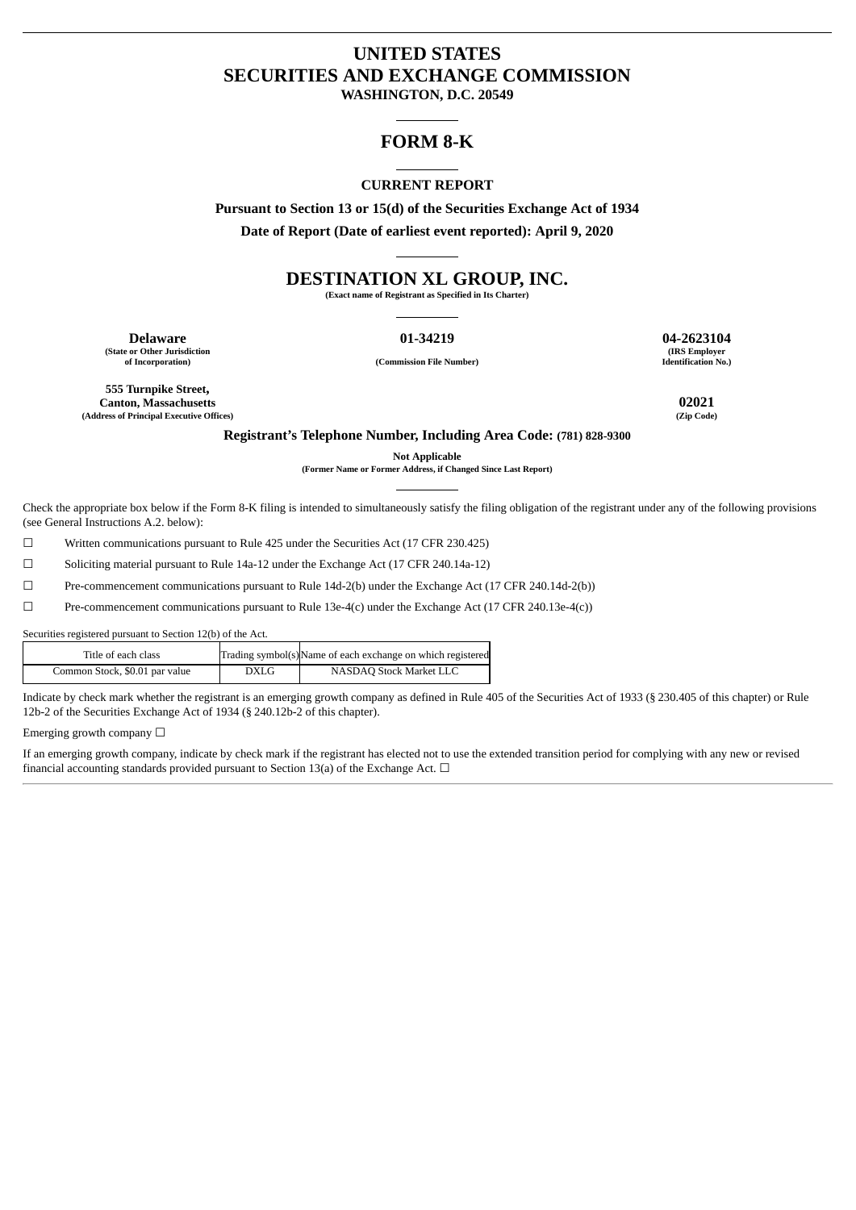# UNITED STATES
# SECURITIES AND EXCHANGE COMMISSION
**WASHINGTON, D.C. 20549**

---

## FORM 8-K

---

**CURRENT REPORT**

**Pursuant to Section 13 or 15(d) of the Securities Exchange Act of 1934**

**Date of Report (Date of earliest event reported): April 9, 2020**

---

## DESTINATION XL GROUP, INC.
**(Exact name of Registrant as Specified in Its Charter)**

---

| **Delaware** | **01-34219** | **04-2623104** |
|---|---|---|
| **(State or Other Jurisdiction of Incorporation)** | **(Commission File Number)** | **(IRS Employer Identification No.)** |

| **555 Turnpike Street, Canton, Massachusetts** | **02021** |
|---|---|
| **(Address of Principal Executive Offices)** | **(Zip Code)** |

**Registrant's Telephone Number, Including Area Code: (781) 828-9300**

**Not Applicable**
**(Former Name or Former Address, if Changed Since Last Report)**

---

Check the appropriate box below if the Form 8-K filing is intended to simultaneously satisfy the filing obligation of the registrant under any of the following provisions (see General Instructions A.2. below):

☐ Written communications pursuant to Rule 425 under the Securities Act (17 CFR 230.425)

☐ Soliciting material pursuant to Rule 14a-12 under the Exchange Act (17 CFR 240.14a-12)

☐ Pre-commencement communications pursuant to Rule 14d-2(b) under the Exchange Act (17 CFR 240.14d-2(b))

☐ Pre-commencement communications pursuant to Rule 13e-4(c) under the Exchange Act (17 CFR 240.13e-4(c))

Securities registered pursuant to Section 12(b) of the Act.

| Title of each class | Trading symbol(s) | Name of each exchange on which registered |
|---|---|---|
| Common Stock, $0.01 par value | DXLG | NASDAQ Stock Market LLC |

Indicate by check mark whether the registrant is an emerging growth company as defined in Rule 405 of the Securities Act of 1933 (§ 230.405 of this chapter) or Rule 12b-2 of the Securities Exchange Act of 1934 (§ 240.12b-2 of this chapter).

Emerging growth company ☐

If an emerging growth company, indicate by check mark if the registrant has elected not to use the extended transition period for complying with any new or revised financial accounting standards provided pursuant to Section 13(a) of the Exchange Act. ☐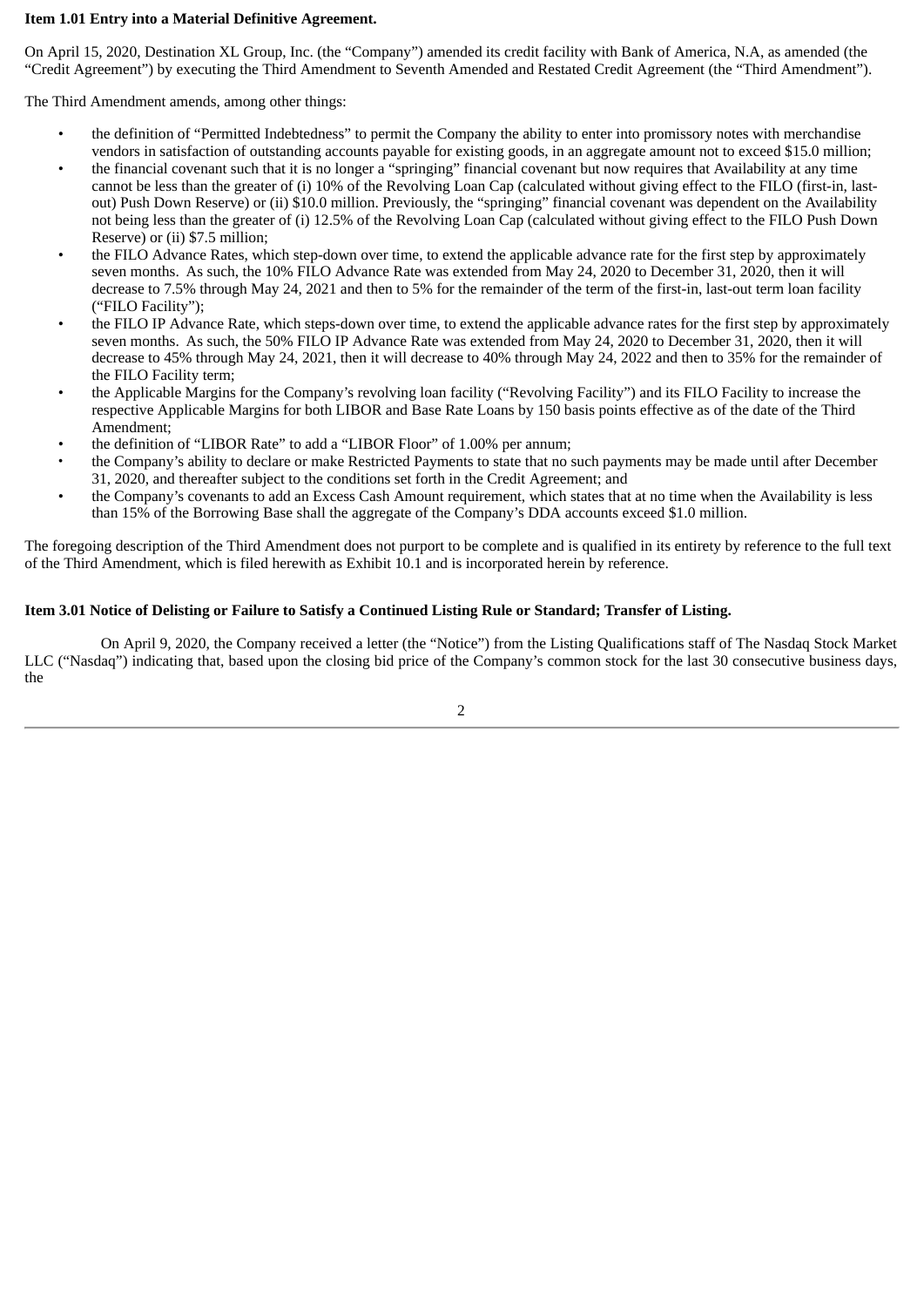**Item 1.01 Entry into a Material Definitive Agreement.**

On April 15, 2020, Destination XL Group, Inc. (the "Company") amended its credit facility with Bank of America, N.A, as amended (the "Credit Agreement") by executing the Third Amendment to Seventh Amended and Restated Credit Agreement (the "Third Amendment").

The Third Amendment amends, among other things:

- the definition of "Permitted Indebtedness" to permit the Company the ability to enter into promissory notes with merchandise vendors in satisfaction of outstanding accounts payable for existing goods, in an aggregate amount not to exceed $15.0 million;
- the financial covenant such that it is no longer a "springing" financial covenant but now requires that Availability at any time cannot be less than the greater of (i) 10% of the Revolving Loan Cap (calculated without giving effect to the FILO (first-in, last-out) Push Down Reserve) or (ii) $10.0 million. Previously, the "springing" financial covenant was dependent on the Availability not being less than the greater of (i) 12.5% of the Revolving Loan Cap (calculated without giving effect to the FILO Push Down Reserve) or (ii) $7.5 million;
- the FILO Advance Rates, which step-down over time, to extend the applicable advance rate for the first step by approximately seven months. As such, the 10% FILO Advance Rate was extended from May 24, 2020 to December 31, 2020, then it will decrease to 7.5% through May 24, 2021 and then to 5% for the remainder of the term of the first-in, last-out term loan facility ("FILO Facility");
- the FILO IP Advance Rate, which steps-down over time, to extend the applicable advance rates for the first step by approximately seven months. As such, the 50% FILO IP Advance Rate was extended from May 24, 2020 to December 31, 2020, then it will decrease to 45% through May 24, 2021, then it will decrease to 40% through May 24, 2022 and then to 35% for the remainder of the FILO Facility term;
- the Applicable Margins for the Company's revolving loan facility ("Revolving Facility") and its FILO Facility to increase the respective Applicable Margins for both LIBOR and Base Rate Loans by 150 basis points effective as of the date of the Third Amendment;
- the definition of "LIBOR Rate" to add a "LIBOR Floor" of 1.00% per annum;
- the Company's ability to declare or make Restricted Payments to state that no such payments may be made until after December 31, 2020, and thereafter subject to the conditions set forth in the Credit Agreement; and
- the Company's covenants to add an Excess Cash Amount requirement, which states that at no time when the Availability is less than 15% of the Borrowing Base shall the aggregate of the Company's DDA accounts exceed $1.0 million.

The foregoing description of the Third Amendment does not purport to be complete and is qualified in its entirety by reference to the full text of the Third Amendment, which is filed herewith as Exhibit 10.1 and is incorporated herein by reference.

**Item 3.01 Notice of Delisting or Failure to Satisfy a Continued Listing Rule or Standard; Transfer of Listing.**

On April 9, 2020, the Company received a letter (the "Notice") from the Listing Qualifications staff of The Nasdaq Stock Market LLC ("Nasdaq") indicating that, based upon the closing bid price of the Company's common stock for the last 30 consecutive business days, the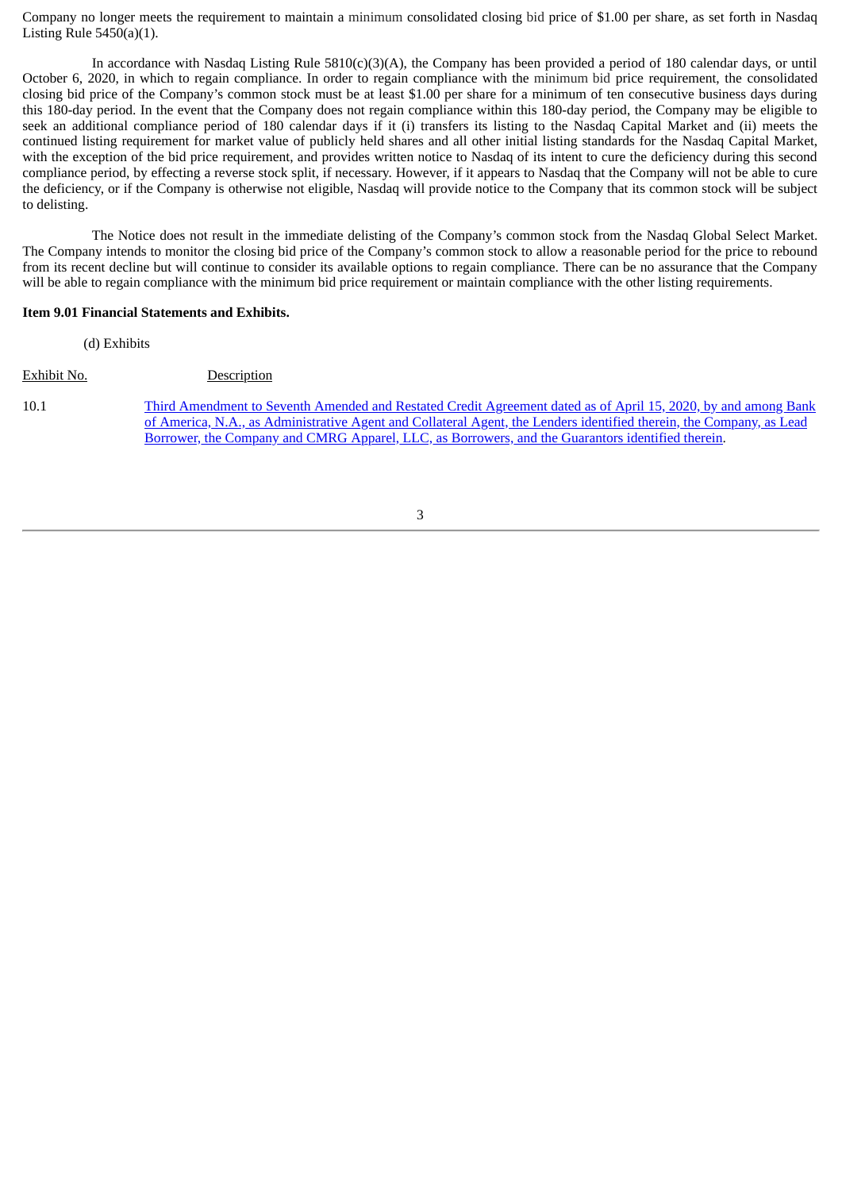Company no longer meets the requirement to maintain a minimum consolidated closing bid price of $1.00 per share, as set forth in Nasdaq Listing Rule 5450(a)(1).

In accordance with Nasdaq Listing Rule 5810(c)(3)(A), the Company has been provided a period of 180 calendar days, or until October 6, 2020, in which to regain compliance. In order to regain compliance with the minimum bid price requirement, the consolidated closing bid price of the Company's common stock must be at least $1.00 per share for a minimum of ten consecutive business days during this 180-day period. In the event that the Company does not regain compliance within this 180-day period, the Company may be eligible to seek an additional compliance period of 180 calendar days if it (i) transfers its listing to the Nasdaq Capital Market and (ii) meets the continued listing requirement for market value of publicly held shares and all other initial listing standards for the Nasdaq Capital Market, with the exception of the bid price requirement, and provides written notice to Nasdaq of its intent to cure the deficiency during this second compliance period, by effecting a reverse stock split, if necessary. However, if it appears to Nasdaq that the Company will not be able to cure the deficiency, or if the Company is otherwise not eligible, Nasdaq will provide notice to the Company that its common stock will be subject to delisting.

The Notice does not result in the immediate delisting of the Company's common stock from the Nasdaq Global Select Market. The Company intends to monitor the closing bid price of the Company's common stock to allow a reasonable period for the price to rebound from its recent decline but will continue to consider its available options to regain compliance. There can be no assurance that the Company will be able to regain compliance with the minimum bid price requirement or maintain compliance with the other listing requirements.

**Item 9.01 Financial Statements and Exhibits.**

(d) Exhibits

| Exhibit No. | Description |
|---|---|
| 10.1 | Third Amendment to Seventh Amended and Restated Credit Agreement dated as of April 15, 2020, by and among Bank of America, N.A., as Administrative Agent and Collateral Agent, the Lenders identified therein, the Company, as Lead Borrower, the Company and CMRG Apparel, LLC, as Borrowers, and the Guarantors identified therein. |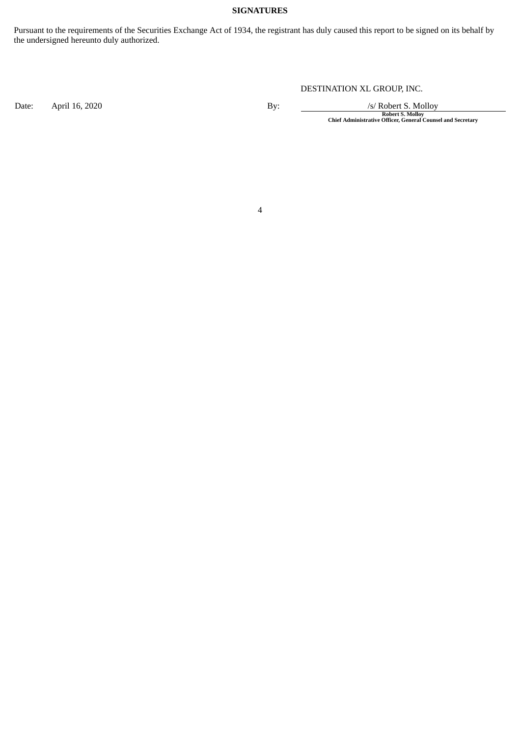**SIGNATURES**

Pursuant to the requirements of the Securities Exchange Act of 1934, the registrant has duly caused this report to be signed on its behalf by the undersigned hereunto duly authorized.

| | | | |
|---|---|---|---|
| | | | DESTINATION XL GROUP, INC. |
| Date: | April 16, 2020 | By: | /s/ Robert S. Molloy |
| | | | **Robert S. Molloy** |
| | | | **Chief Administrative Officer, General Counsel and Secretary** |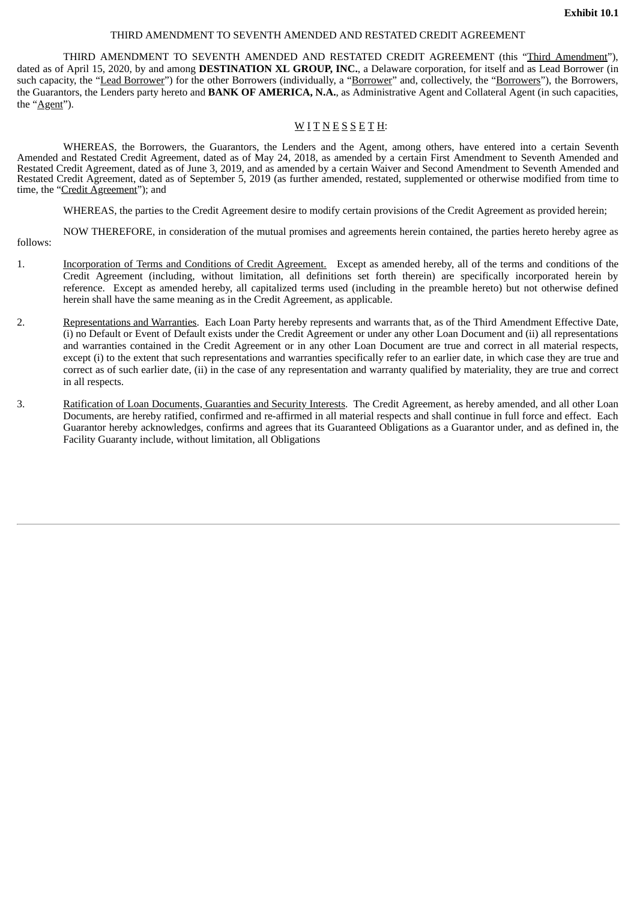**Exhibit 10.1**

THIRD AMENDMENT TO SEVENTH AMENDED AND RESTATED CREDIT AGREEMENT

THIRD AMENDMENT TO SEVENTH AMENDED AND RESTATED CREDIT AGREEMENT (this "Third Amendment"), dated as of April 15, 2020, by and among **DESTINATION XL GROUP, INC.**, a Delaware corporation, for itself and as Lead Borrower (in such capacity, the "Lead Borrower") for the other Borrowers (individually, a "Borrower" and, collectively, the "Borrowers"), the Borrowers, the Guarantors, the Lenders party hereto and **BANK OF AMERICA, N.A.**, as Administrative Agent and Collateral Agent (in such capacities, the "Agent").

W I T N E S S E T H:

WHEREAS, the Borrowers, the Guarantors, the Lenders and the Agent, among others, have entered into a certain Seventh Amended and Restated Credit Agreement, dated as of May 24, 2018, as amended by a certain First Amendment to Seventh Amended and Restated Credit Agreement, dated as of June 3, 2019, and as amended by a certain Waiver and Second Amendment to Seventh Amended and Restated Credit Agreement, dated as of September 5, 2019 (as further amended, restated, supplemented or otherwise modified from time to time, the "Credit Agreement"); and

WHEREAS, the parties to the Credit Agreement desire to modify certain provisions of the Credit Agreement as provided herein;

NOW THEREFORE, in consideration of the mutual promises and agreements herein contained, the parties hereto hereby agree as follows:

1. Incorporation of Terms and Conditions of Credit Agreement. Except as amended hereby, all of the terms and conditions of the Credit Agreement (including, without limitation, all definitions set forth therein) are specifically incorporated herein by reference. Except as amended hereby, all capitalized terms used (including in the preamble hereto) but not otherwise defined herein shall have the same meaning as in the Credit Agreement, as applicable.

2. Representations and Warranties. Each Loan Party hereby represents and warrants that, as of the Third Amendment Effective Date, (i) no Default or Event of Default exists under the Credit Agreement or under any other Loan Document and (ii) all representations and warranties contained in the Credit Agreement or in any other Loan Document are true and correct in all material respects, except (i) to the extent that such representations and warranties specifically refer to an earlier date, in which case they are true and correct as of such earlier date, (ii) in the case of any representation and warranty qualified by materiality, they are true and correct in all respects.

3. Ratification of Loan Documents, Guaranties and Security Interests. The Credit Agreement, as hereby amended, and all other Loan Documents, are hereby ratified, confirmed and re-affirmed in all material respects and shall continue in full force and effect. Each Guarantor hereby acknowledges, confirms and agrees that its Guaranteed Obligations as a Guarantor under, and as defined in, the Facility Guaranty include, without limitation, all Obligations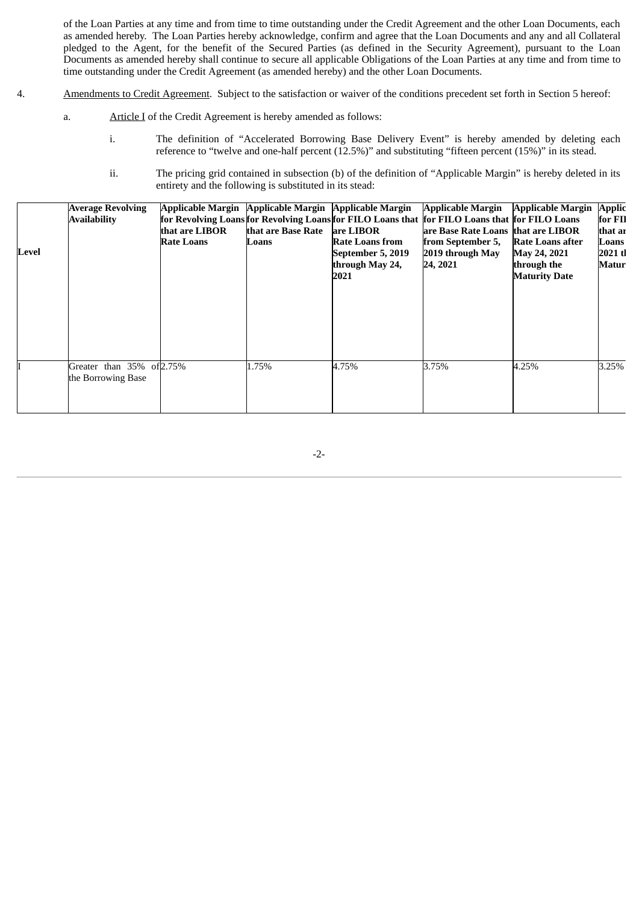of the Loan Parties at any time and from time to time outstanding under the Credit Agreement and the other Loan Documents, each as amended hereby. The Loan Parties hereby acknowledge, confirm and agree that the Loan Documents and any and all Collateral pledged to the Agent, for the benefit of the Secured Parties (as defined in the Security Agreement), pursuant to the Loan Documents as amended hereby shall continue to secure all applicable Obligations of the Loan Parties at any time and from time to time outstanding under the Credit Agreement (as amended hereby) and the other Loan Documents.

4. Amendments to Credit Agreement. Subject to the satisfaction or waiver of the conditions precedent set forth in Section 5 hereof:

a. Article I of the Credit Agreement is hereby amended as follows:

i. The definition of "Accelerated Borrowing Base Delivery Event" is hereby amended by deleting each reference to "twelve and one-half percent (12.5%)" and substituting "fifteen percent (15%)" in its stead.

ii. The pricing grid contained in subsection (b) of the definition of "Applicable Margin" is hereby deleted in its entirety and the following is substituted in its stead:

| Level | Average Revolving Availability | Applicable Margin for Revolving Loans that are LIBOR Rate Loans | Applicable Margin for Revolving Loans that are Base Rate Loans | Applicable Margin for FILO Loans that are LIBOR Rate Loans from September 5, 2019 through May 24, 2021 | Applicable Margin for FILO Loans that are Base Rate Loans from September 5, 2019 through May 24, 2021 | Applicable Margin for FILO Loans that are LIBOR Rate Loans after May 24, 2021 through the Maturity Date | Applic for FI that ar Loans 2021 th Matur |
|---|---|---|---|---|---|---|---|
| I | Greater than 35% of the Borrowing Base | 2.75% | 1.75% | 4.75% | 3.75% | 4.25% | 3.25% |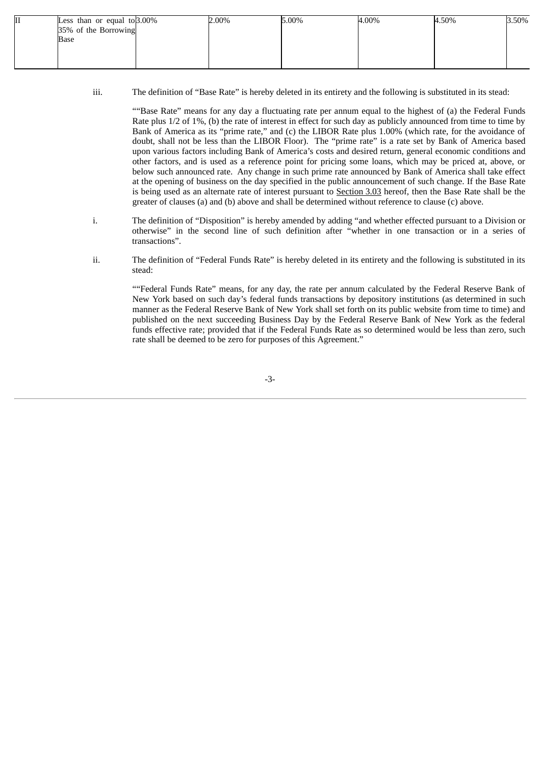| II | Less than or equal to 35% of the Borrowing Base | 3.00% | 2.00% | 5.00% | 4.00% | 4.50% | 3.50% |
|---|---|---|---|---|---|---|---|

iii. The definition of "Base Rate" is hereby deleted in its entirety and the following is substituted in its stead:

""Base Rate" means for any day a fluctuating rate per annum equal to the highest of (a) the Federal Funds Rate plus 1/2 of 1%, (b) the rate of interest in effect for such day as publicly announced from time to time by Bank of America as its "prime rate," and (c) the LIBOR Rate plus 1.00% (which rate, for the avoidance of doubt, shall not be less than the LIBOR Floor). The "prime rate" is a rate set by Bank of America based upon various factors including Bank of America's costs and desired return, general economic conditions and other factors, and is used as a reference point for pricing some loans, which may be priced at, above, or below such announced rate. Any change in such prime rate announced by Bank of America shall take effect at the opening of business on the day specified in the public announcement of such change. If the Base Rate is being used as an alternate rate of interest pursuant to Section 3.03 hereof, then the Base Rate shall be the greater of clauses (a) and (b) above and shall be determined without reference to clause (c) above.

i. The definition of "Disposition" is hereby amended by adding "and whether effected pursuant to a Division or otherwise" in the second line of such definition after "whether in one transaction or in a series of transactions".

ii. The definition of "Federal Funds Rate" is hereby deleted in its entirety and the following is substituted in its stead:

""Federal Funds Rate" means, for any day, the rate per annum calculated by the Federal Reserve Bank of New York based on such day's federal funds transactions by depository institutions (as determined in such manner as the Federal Reserve Bank of New York shall set forth on its public website from time to time) and published on the next succeeding Business Day by the Federal Reserve Bank of New York as the federal funds effective rate; provided that if the Federal Funds Rate as so determined would be less than zero, such rate shall be deemed to be zero for purposes of this Agreement."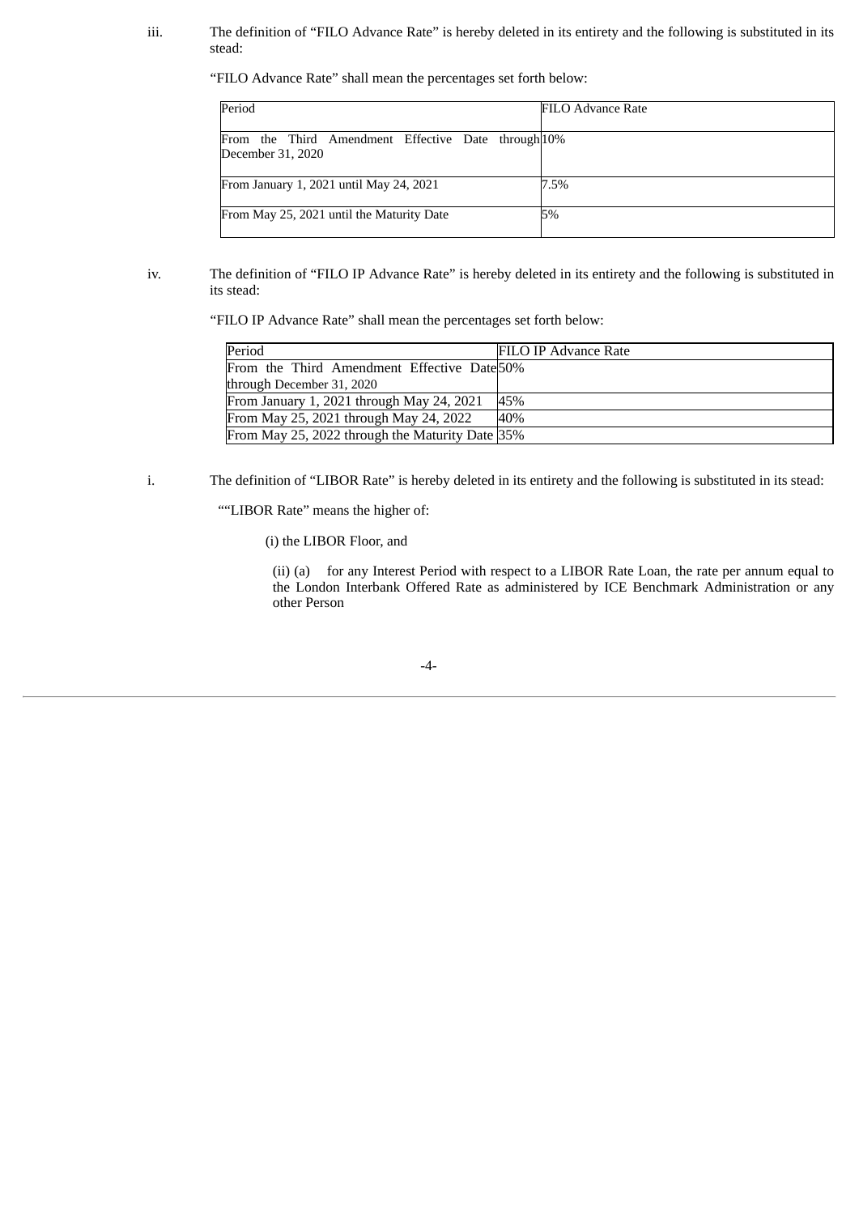iii. The definition of “FILO Advance Rate” is hereby deleted in its entirety and the following is substituted in its stead:

“FILO Advance Rate” shall mean the percentages set forth below:

| Period | FILO Advance Rate |
| --- | --- |
| From the Third Amendment Effective Date through December 31, 2020 | 10% |
| From January 1, 2021 until May 24, 2021 | 7.5% |
| From May 25, 2021 until the Maturity Date | 5% |

iv. The definition of “FILO IP Advance Rate” is hereby deleted in its entirety and the following is substituted in its stead:

“FILO IP Advance Rate” shall mean the percentages set forth below:

| Period | FILO IP Advance Rate |
| --- | --- |
| From the Third Amendment Effective Date through December 31, 2020 | 50% |
| From January 1, 2021 through May 24, 2021 | 45% |
| From May 25, 2021 through May 24, 2022 | 40% |
| From May 25, 2022 through the Maturity Date | 35% |

i. The definition of “LIBOR Rate” is hereby deleted in its entirety and the following is substituted in its stead:

““LIBOR Rate” means the higher of:

(i) the LIBOR Floor, and

(ii) (a) for any Interest Period with respect to a LIBOR Rate Loan, the rate per annum equal to the London Interbank Offered Rate as administered by ICE Benchmark Administration or any other Person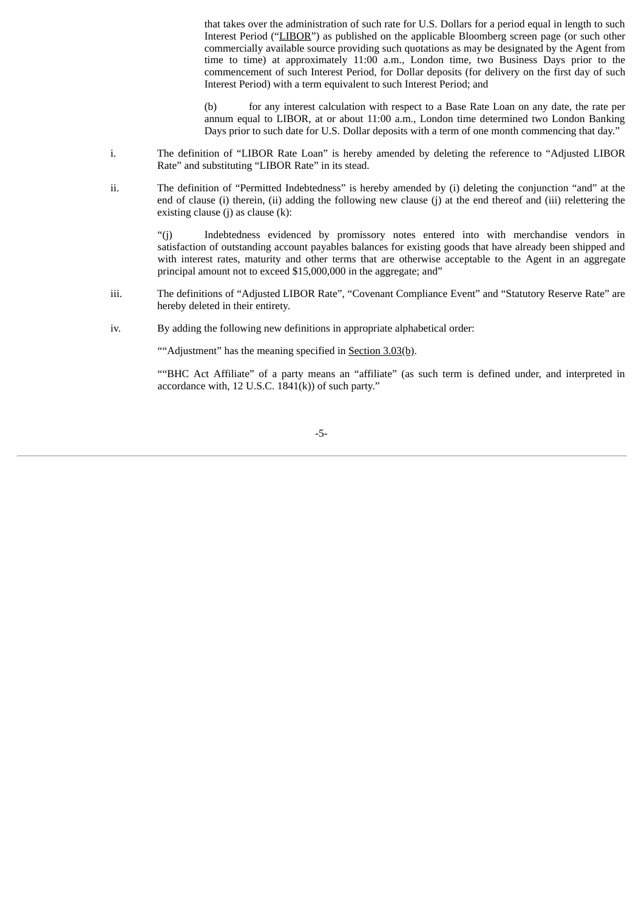that takes over the administration of such rate for U.S. Dollars for a period equal in length to such Interest Period ("LIBOR") as published on the applicable Bloomberg screen page (or such other commercially available source providing such quotations as may be designated by the Agent from time to time) at approximately 11:00 a.m., London time, two Business Days prior to the commencement of such Interest Period, for Dollar deposits (for delivery on the first day of such Interest Period) with a term equivalent to such Interest Period; and

(b) for any interest calculation with respect to a Base Rate Loan on any date, the rate per annum equal to LIBOR, at or about 11:00 a.m., London time determined two London Banking Days prior to such date for U.S. Dollar deposits with a term of one month commencing that day."

i. The definition of "LIBOR Rate Loan" is hereby amended by deleting the reference to "Adjusted LIBOR Rate" and substituting "LIBOR Rate" in its stead.

ii. The definition of "Permitted Indebtedness" is hereby amended by (i) deleting the conjunction "and" at the end of clause (i) therein, (ii) adding the following new clause (j) at the end thereof and (iii) relettering the existing clause (j) as clause (k):

"(j) Indebtedness evidenced by promissory notes entered into with merchandise vendors in satisfaction of outstanding account payables balances for existing goods that have already been shipped and with interest rates, maturity and other terms that are otherwise acceptable to the Agent in an aggregate principal amount not to exceed $15,000,000 in the aggregate; and"

iii. The definitions of "Adjusted LIBOR Rate", "Covenant Compliance Event" and "Statutory Reserve Rate" are hereby deleted in their entirety.

iv. By adding the following new definitions in appropriate alphabetical order:

""Adjustment" has the meaning specified in Section 3.03(b).

""BHC Act Affiliate" of a party means an "affiliate" (as such term is defined under, and interpreted in accordance with, 12 U.S.C. 1841(k)) of such party."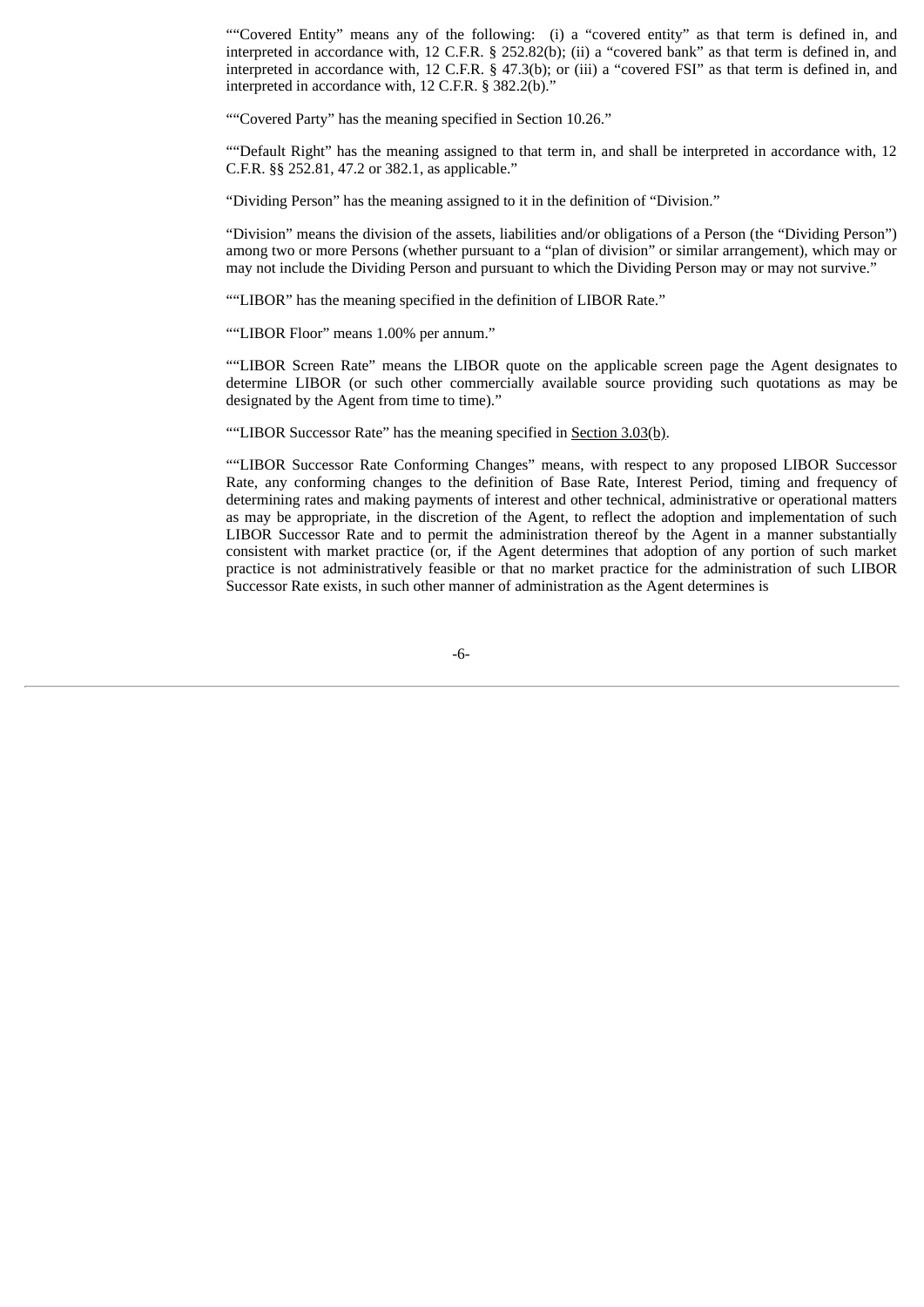""Covered Entity" means any of the following: (i) a "covered entity" as that term is defined in, and interpreted in accordance with, 12 C.F.R. § 252.82(b); (ii) a "covered bank" as that term is defined in, and interpreted in accordance with, 12 C.F.R. § 47.3(b); or (iii) a "covered FSI" as that term is defined in, and interpreted in accordance with, 12 C.F.R. § 382.2(b)."

""Covered Party" has the meaning specified in Section 10.26."

""Default Right" has the meaning assigned to that term in, and shall be interpreted in accordance with, 12 C.F.R. §§ 252.81, 47.2 or 382.1, as applicable."

"Dividing Person" has the meaning assigned to it in the definition of "Division."

"Division" means the division of the assets, liabilities and/or obligations of a Person (the "Dividing Person") among two or more Persons (whether pursuant to a "plan of division" or similar arrangement), which may or may not include the Dividing Person and pursuant to which the Dividing Person may or may not survive."

""LIBOR" has the meaning specified in the definition of LIBOR Rate."

""LIBOR Floor" means 1.00% per annum."

""LIBOR Screen Rate" means the LIBOR quote on the applicable screen page the Agent designates to determine LIBOR (or such other commercially available source providing such quotations as may be designated by the Agent from time to time)."

""LIBOR Successor Rate" has the meaning specified in Section 3.03(b).

""LIBOR Successor Rate Conforming Changes" means, with respect to any proposed LIBOR Successor Rate, any conforming changes to the definition of Base Rate, Interest Period, timing and frequency of determining rates and making payments of interest and other technical, administrative or operational matters as may be appropriate, in the discretion of the Agent, to reflect the adoption and implementation of such LIBOR Successor Rate and to permit the administration thereof by the Agent in a manner substantially consistent with market practice (or, if the Agent determines that adoption of any portion of such market practice is not administratively feasible or that no market practice for the administration of such LIBOR Successor Rate exists, in such other manner of administration as the Agent determines is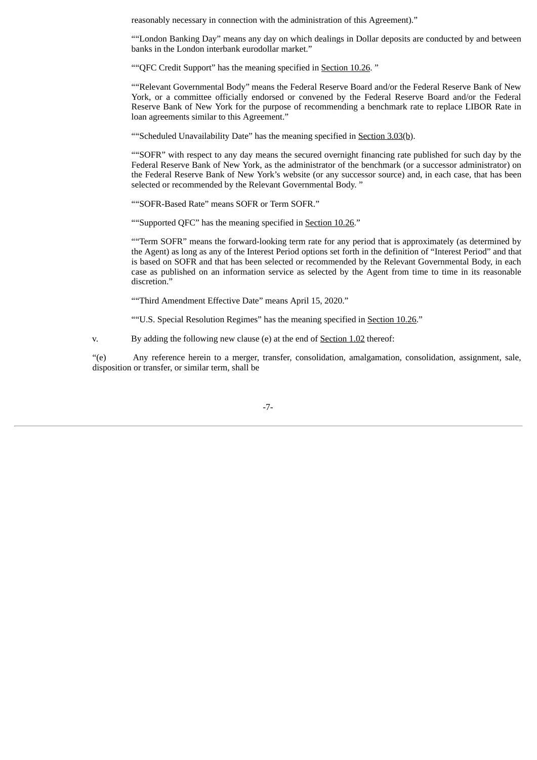reasonably necessary in connection with the administration of this Agreement)."

""London Banking Day" means any day on which dealings in Dollar deposits are conducted by and between banks in the London interbank eurodollar market."

""QFC Credit Support" has the meaning specified in Section 10.26. "

""Relevant Governmental Body" means the Federal Reserve Board and/or the Federal Reserve Bank of New York, or a committee officially endorsed or convened by the Federal Reserve Board and/or the Federal Reserve Bank of New York for the purpose of recommending a benchmark rate to replace LIBOR Rate in loan agreements similar to this Agreement."

""Scheduled Unavailability Date" has the meaning specified in Section 3.03(b).

""SOFR" with respect to any day means the secured overnight financing rate published for such day by the Federal Reserve Bank of New York, as the administrator of the benchmark (or a successor administrator) on the Federal Reserve Bank of New York's website (or any successor source) and, in each case, that has been selected or recommended by the Relevant Governmental Body. "

""SOFR-Based Rate" means SOFR or Term SOFR."

""Supported QFC" has the meaning specified in Section 10.26."

""Term SOFR" means the forward-looking term rate for any period that is approximately (as determined by the Agent) as long as any of the Interest Period options set forth in the definition of "Interest Period" and that is based on SOFR and that has been selected or recommended by the Relevant Governmental Body, in each case as published on an information service as selected by the Agent from time to time in its reasonable discretion."

""Third Amendment Effective Date" means April 15, 2020."

""U.S. Special Resolution Regimes" has the meaning specified in Section 10.26."

v. By adding the following new clause (e) at the end of Section 1.02 thereof:

"(e) Any reference herein to a merger, transfer, consolidation, amalgamation, consolidation, assignment, sale, disposition or transfer, or similar term, shall be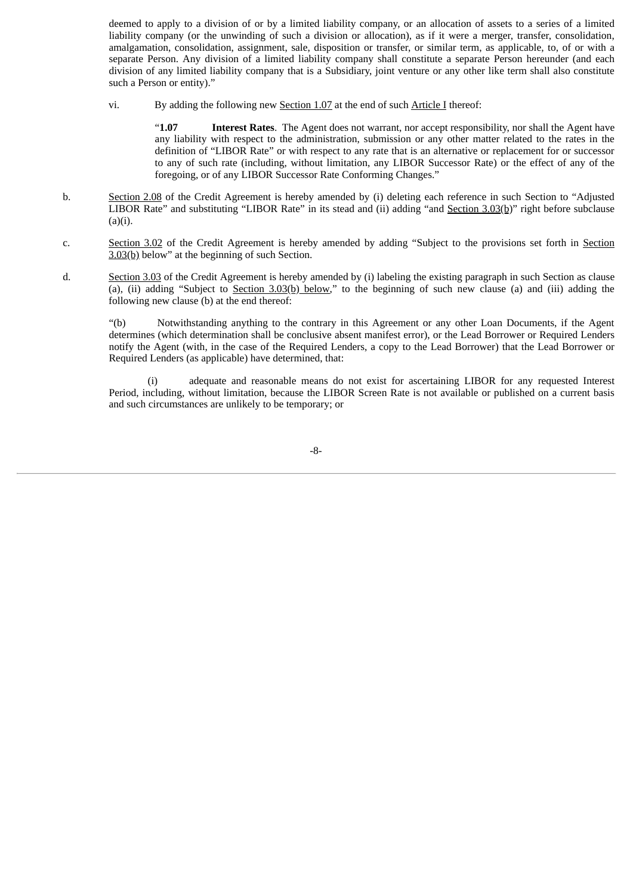deemed to apply to a division of or by a limited liability company, or an allocation of assets to a series of a limited liability company (or the unwinding of such a division or allocation), as if it were a merger, transfer, consolidation, amalgamation, consolidation, assignment, sale, disposition or transfer, or similar term, as applicable, to, of or with a separate Person. Any division of a limited liability company shall constitute a separate Person hereunder (and each division of any limited liability company that is a Subsidiary, joint venture or any other like term shall also constitute such a Person or entity)."

vi. By adding the following new Section 1.07 at the end of such Article I thereof:

> "**1.07 Interest Rates**. The Agent does not warrant, nor accept responsibility, nor shall the Agent have any liability with respect to the administration, submission or any other matter related to the rates in the definition of "LIBOR Rate" or with respect to any rate that is an alternative or replacement for or successor to any of such rate (including, without limitation, any LIBOR Successor Rate) or the effect of any of the foregoing, or of any LIBOR Successor Rate Conforming Changes."

b. Section 2.08 of the Credit Agreement is hereby amended by (i) deleting each reference in such Section to "Adjusted LIBOR Rate" and substituting "LIBOR Rate" in its stead and (ii) adding "and Section 3.03(b)" right before subclause (a)(i).

c. Section 3.02 of the Credit Agreement is hereby amended by adding "Subject to the provisions set forth in Section 3.03(b) below" at the beginning of such Section.

d. Section 3.03 of the Credit Agreement is hereby amended by (i) labeling the existing paragraph in such Section as clause (a), (ii) adding "Subject to Section 3.03(b) below," to the beginning of such new clause (a) and (iii) adding the following new clause (b) at the end thereof:

"(b) Notwithstanding anything to the contrary in this Agreement or any other Loan Documents, if the Agent determines (which determination shall be conclusive absent manifest error), or the Lead Borrower or Required Lenders notify the Agent (with, in the case of the Required Lenders, a copy to the Lead Borrower) that the Lead Borrower or Required Lenders (as applicable) have determined, that:

(i) adequate and reasonable means do not exist for ascertaining LIBOR for any requested Interest Period, including, without limitation, because the LIBOR Screen Rate is not available or published on a current basis and such circumstances are unlikely to be temporary; or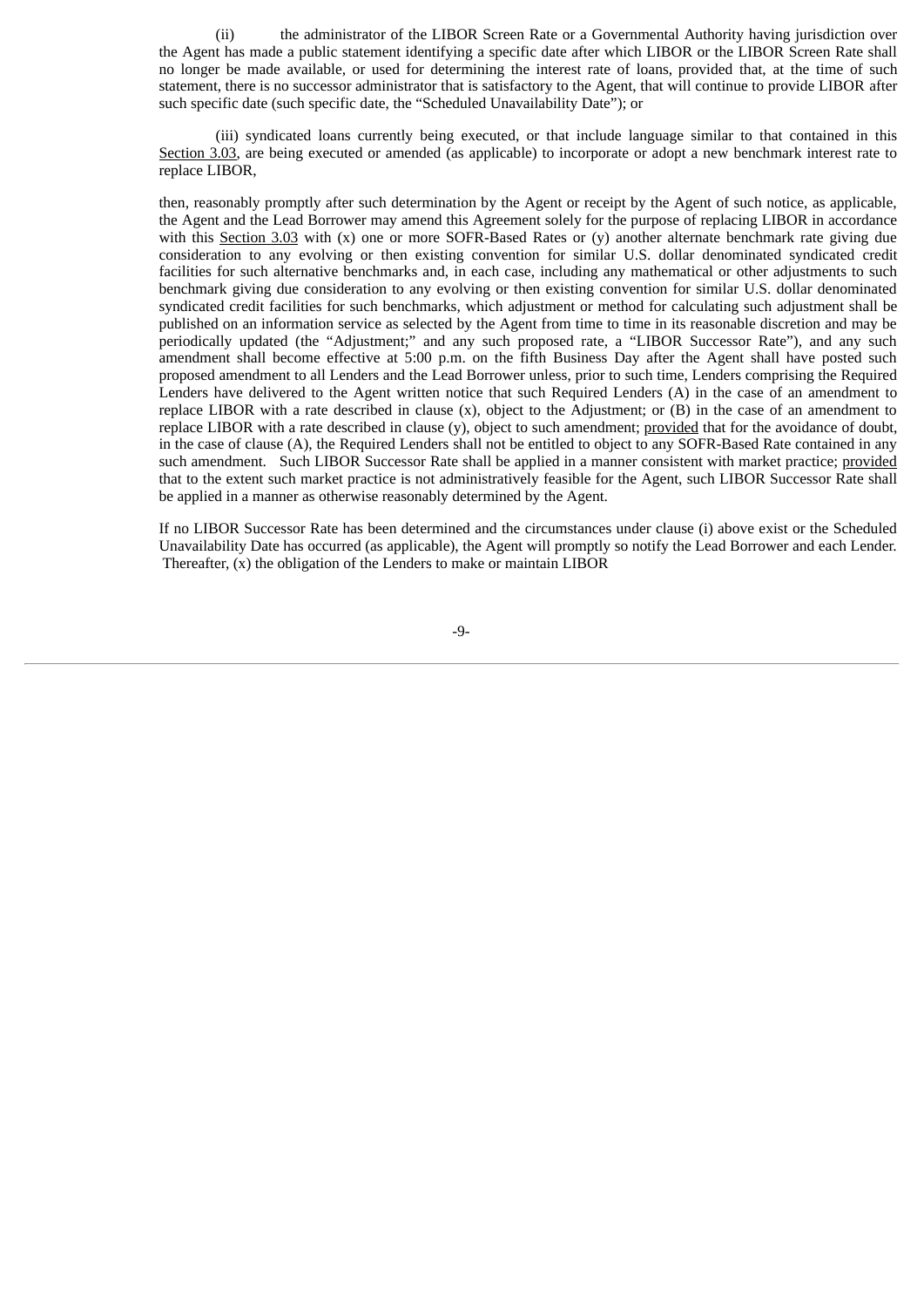(ii) the administrator of the LIBOR Screen Rate or a Governmental Authority having jurisdiction over the Agent has made a public statement identifying a specific date after which LIBOR or the LIBOR Screen Rate shall no longer be made available, or used for determining the interest rate of loans, provided that, at the time of such statement, there is no successor administrator that is satisfactory to the Agent, that will continue to provide LIBOR after such specific date (such specific date, the "Scheduled Unavailability Date"); or

(iii) syndicated loans currently being executed, or that include language similar to that contained in this Section 3.03, are being executed or amended (as applicable) to incorporate or adopt a new benchmark interest rate to replace LIBOR,

then, reasonably promptly after such determination by the Agent or receipt by the Agent of such notice, as applicable, the Agent and the Lead Borrower may amend this Agreement solely for the purpose of replacing LIBOR in accordance with this Section 3.03 with (x) one or more SOFR-Based Rates or (y) another alternate benchmark rate giving due consideration to any evolving or then existing convention for similar U.S. dollar denominated syndicated credit facilities for such alternative benchmarks and, in each case, including any mathematical or other adjustments to such benchmark giving due consideration to any evolving or then existing convention for similar U.S. dollar denominated syndicated credit facilities for such benchmarks, which adjustment or method for calculating such adjustment shall be published on an information service as selected by the Agent from time to time in its reasonable discretion and may be periodically updated (the "Adjustment;" and any such proposed rate, a "LIBOR Successor Rate"), and any such amendment shall become effective at 5:00 p.m. on the fifth Business Day after the Agent shall have posted such proposed amendment to all Lenders and the Lead Borrower unless, prior to such time, Lenders comprising the Required Lenders have delivered to the Agent written notice that such Required Lenders (A) in the case of an amendment to replace LIBOR with a rate described in clause (x), object to the Adjustment; or (B) in the case of an amendment to replace LIBOR with a rate described in clause (y), object to such amendment; provided that for the avoidance of doubt, in the case of clause (A), the Required Lenders shall not be entitled to object to any SOFR-Based Rate contained in any such amendment. Such LIBOR Successor Rate shall be applied in a manner consistent with market practice; provided that to the extent such market practice is not administratively feasible for the Agent, such LIBOR Successor Rate shall be applied in a manner as otherwise reasonably determined by the Agent.

If no LIBOR Successor Rate has been determined and the circumstances under clause (i) above exist or the Scheduled Unavailability Date has occurred (as applicable), the Agent will promptly so notify the Lead Borrower and each Lender. Thereafter, (x) the obligation of the Lenders to make or maintain LIBOR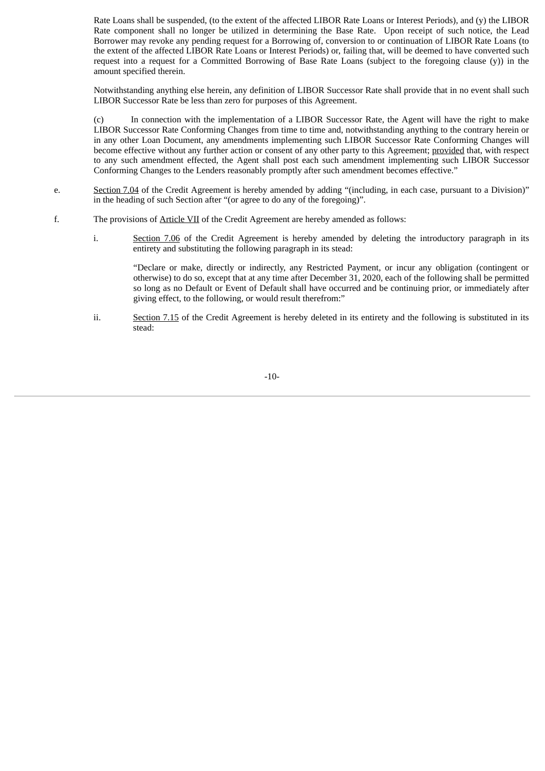Rate Loans shall be suspended, (to the extent of the affected LIBOR Rate Loans or Interest Periods), and (y) the LIBOR Rate component shall no longer be utilized in determining the Base Rate. Upon receipt of such notice, the Lead Borrower may revoke any pending request for a Borrowing of, conversion to or continuation of LIBOR Rate Loans (to the extent of the affected LIBOR Rate Loans or Interest Periods) or, failing that, will be deemed to have converted such request into a request for a Committed Borrowing of Base Rate Loans (subject to the foregoing clause (y)) in the amount specified therein.

Notwithstanding anything else herein, any definition of LIBOR Successor Rate shall provide that in no event shall such LIBOR Successor Rate be less than zero for purposes of this Agreement.

(c) In connection with the implementation of a LIBOR Successor Rate, the Agent will have the right to make LIBOR Successor Rate Conforming Changes from time to time and, notwithstanding anything to the contrary herein or in any other Loan Document, any amendments implementing such LIBOR Successor Rate Conforming Changes will become effective without any further action or consent of any other party to this Agreement; provided that, with respect to any such amendment effected, the Agent shall post each such amendment implementing such LIBOR Successor Conforming Changes to the Lenders reasonably promptly after such amendment becomes effective."

e. Section 7.04 of the Credit Agreement is hereby amended by adding "(including, in each case, pursuant to a Division)" in the heading of such Section after "(or agree to do any of the foregoing)".

f. The provisions of Article VII of the Credit Agreement are hereby amended as follows:

   i. Section 7.06 of the Credit Agreement is hereby amended by deleting the introductory paragraph in its entirety and substituting the following paragraph in its stead:

      "Declare or make, directly or indirectly, any Restricted Payment, or incur any obligation (contingent or otherwise) to do so, except that at any time after December 31, 2020, each of the following shall be permitted so long as no Default or Event of Default shall have occurred and be continuing prior, or immediately after giving effect, to the following, or would result therefrom:"

   ii. Section 7.15 of the Credit Agreement is hereby deleted in its entirety and the following is substituted in its stead: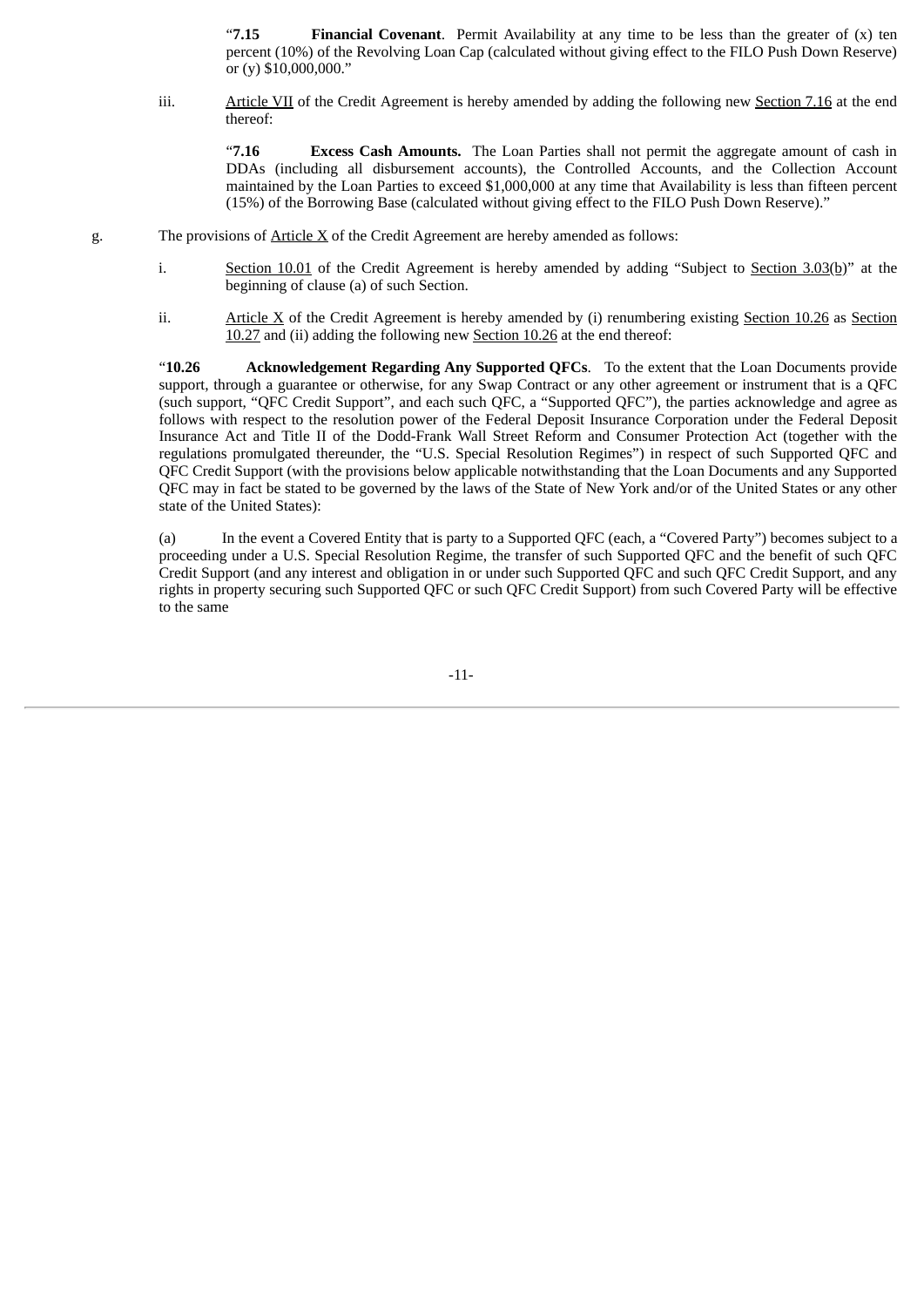"**7.15** **Financial Covenant**. Permit Availability at any time to be less than the greater of (x) ten percent (10%) of the Revolving Loan Cap (calculated without giving effect to the FILO Push Down Reserve) or (y) $10,000,000."

iii. Article VII of the Credit Agreement is hereby amended by adding the following new Section 7.16 at the end thereof:

"**7.16** **Excess Cash Amounts.** The Loan Parties shall not permit the aggregate amount of cash in DDAs (including all disbursement accounts), the Controlled Accounts, and the Collection Account maintained by the Loan Parties to exceed $1,000,000 at any time that Availability is less than fifteen percent (15%) of the Borrowing Base (calculated without giving effect to the FILO Push Down Reserve)."

g. The provisions of Article X of the Credit Agreement are hereby amended as follows:

i. Section 10.01 of the Credit Agreement is hereby amended by adding "Subject to Section 3.03(b)" at the beginning of clause (a) of such Section.

ii. Article X of the Credit Agreement is hereby amended by (i) renumbering existing Section 10.26 as Section 10.27 and (ii) adding the following new Section 10.26 at the end thereof:

"**10.26** **Acknowledgement Regarding Any Supported QFCs**. To the extent that the Loan Documents provide support, through a guarantee or otherwise, for any Swap Contract or any other agreement or instrument that is a QFC (such support, "QFC Credit Support", and each such QFC, a "Supported QFC"), the parties acknowledge and agree as follows with respect to the resolution power of the Federal Deposit Insurance Corporation under the Federal Deposit Insurance Act and Title II of the Dodd-Frank Wall Street Reform and Consumer Protection Act (together with the regulations promulgated thereunder, the "U.S. Special Resolution Regimes") in respect of such Supported QFC and QFC Credit Support (with the provisions below applicable notwithstanding that the Loan Documents and any Supported QFC may in fact be stated to be governed by the laws of the State of New York and/or of the United States or any other state of the United States):

(a) In the event a Covered Entity that is party to a Supported QFC (each, a "Covered Party") becomes subject to a proceeding under a U.S. Special Resolution Regime, the transfer of such Supported QFC and the benefit of such QFC Credit Support (and any interest and obligation in or under such Supported QFC and such QFC Credit Support, and any rights in property securing such Supported QFC or such QFC Credit Support) from such Covered Party will be effective to the same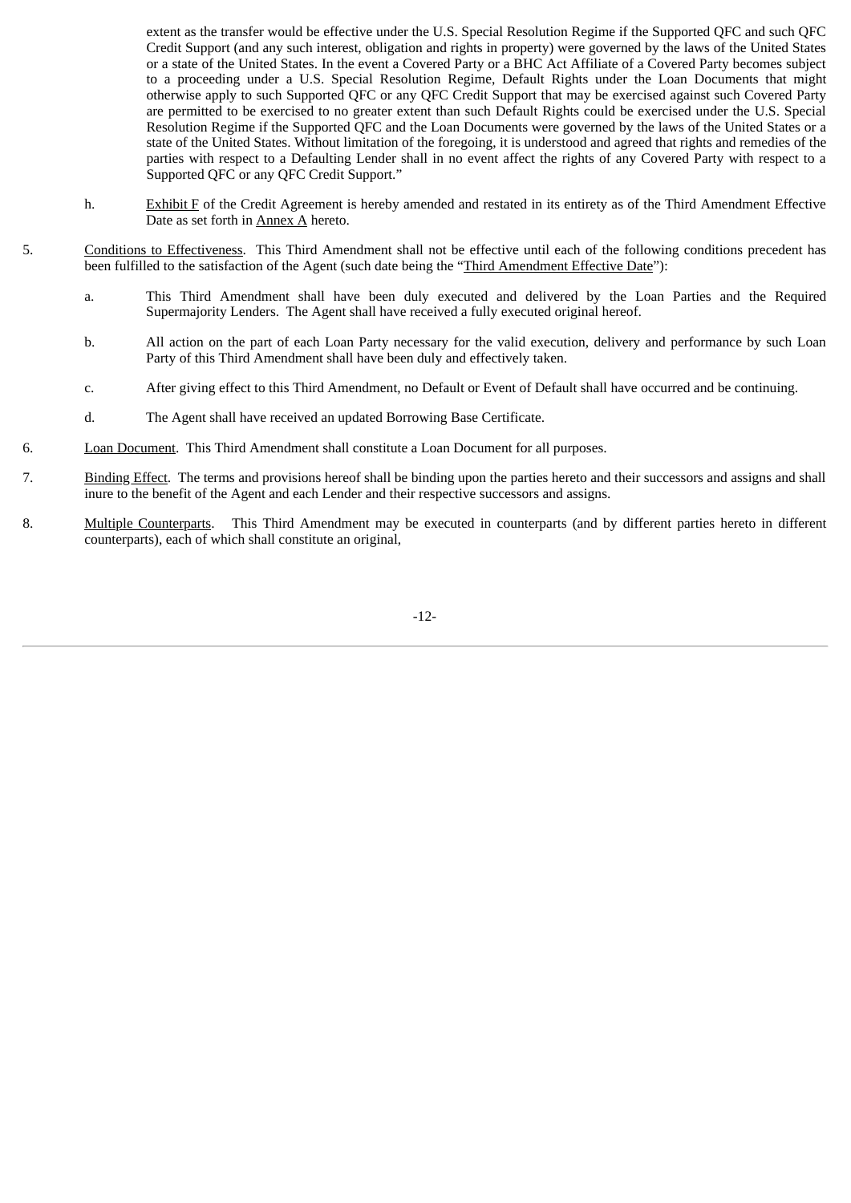extent as the transfer would be effective under the U.S. Special Resolution Regime if the Supported QFC and such QFC Credit Support (and any such interest, obligation and rights in property) were governed by the laws of the United States or a state of the United States. In the event a Covered Party or a BHC Act Affiliate of a Covered Party becomes subject to a proceeding under a U.S. Special Resolution Regime, Default Rights under the Loan Documents that might otherwise apply to such Supported QFC or any QFC Credit Support that may be exercised against such Covered Party are permitted to be exercised to no greater extent than such Default Rights could be exercised under the U.S. Special Resolution Regime if the Supported QFC and the Loan Documents were governed by the laws of the United States or a state of the United States. Without limitation of the foregoing, it is understood and agreed that rights and remedies of the parties with respect to a Defaulting Lender shall in no event affect the rights of any Covered Party with respect to a Supported QFC or any QFC Credit Support."

h. Exhibit F of the Credit Agreement is hereby amended and restated in its entirety as of the Third Amendment Effective Date as set forth in Annex A hereto.

5. Conditions to Effectiveness. This Third Amendment shall not be effective until each of the following conditions precedent has been fulfilled to the satisfaction of the Agent (such date being the "Third Amendment Effective Date"):

a. This Third Amendment shall have been duly executed and delivered by the Loan Parties and the Required Supermajority Lenders. The Agent shall have received a fully executed original hereof.

b. All action on the part of each Loan Party necessary for the valid execution, delivery and performance by such Loan Party of this Third Amendment shall have been duly and effectively taken.

c. After giving effect to this Third Amendment, no Default or Event of Default shall have occurred and be continuing.

d. The Agent shall have received an updated Borrowing Base Certificate.

6. Loan Document. This Third Amendment shall constitute a Loan Document for all purposes.

7. Binding Effect. The terms and provisions hereof shall be binding upon the parties hereto and their successors and assigns and shall inure to the benefit of the Agent and each Lender and their respective successors and assigns.

8. Multiple Counterparts. This Third Amendment may be executed in counterparts (and by different parties hereto in different counterparts), each of which shall constitute an original,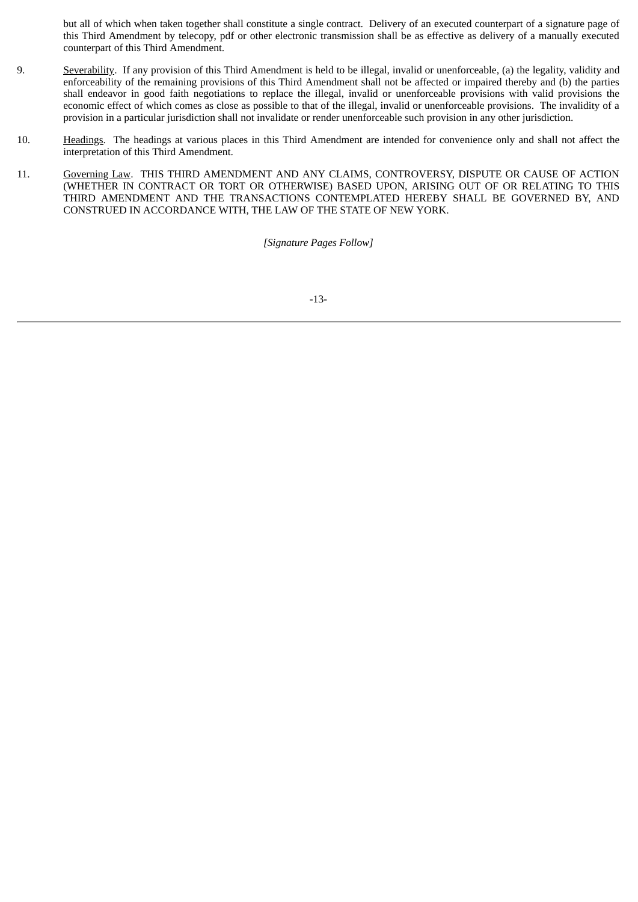but all of which when taken together shall constitute a single contract. Delivery of an executed counterpart of a signature page of this Third Amendment by telecopy, pdf or other electronic transmission shall be as effective as delivery of a manually executed counterpart of this Third Amendment.

9. Severability. If any provision of this Third Amendment is held to be illegal, invalid or unenforceable, (a) the legality, validity and enforceability of the remaining provisions of this Third Amendment shall not be affected or impaired thereby and (b) the parties shall endeavor in good faith negotiations to replace the illegal, invalid or unenforceable provisions with valid provisions the economic effect of which comes as close as possible to that of the illegal, invalid or unenforceable provisions. The invalidity of a provision in a particular jurisdiction shall not invalidate or render unenforceable such provision in any other jurisdiction.

10. Headings. The headings at various places in this Third Amendment are intended for convenience only and shall not affect the interpretation of this Third Amendment.

11. Governing Law. THIS THIRD AMENDMENT AND ANY CLAIMS, CONTROVERSY, DISPUTE OR CAUSE OF ACTION (WHETHER IN CONTRACT OR TORT OR OTHERWISE) BASED UPON, ARISING OUT OF OR RELATING TO THIS THIRD AMENDMENT AND THE TRANSACTIONS CONTEMPLATED HEREBY SHALL BE GOVERNED BY, AND CONSTRUED IN ACCORDANCE WITH, THE LAW OF THE STATE OF NEW YORK.

*[Signature Pages Follow]*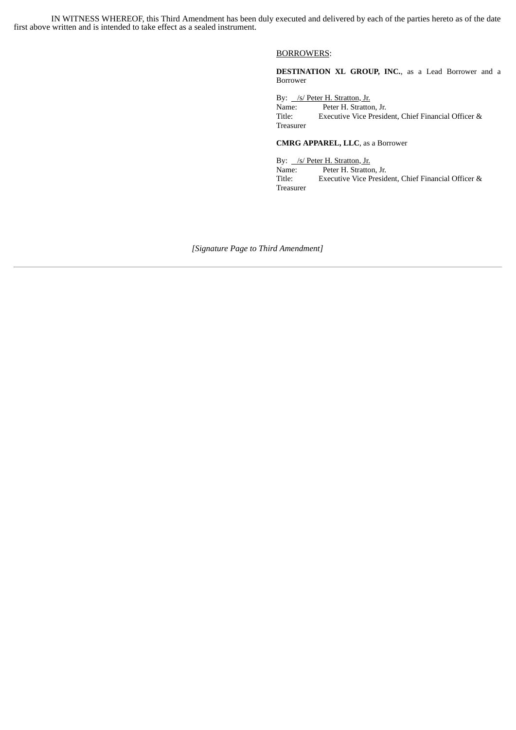IN WITNESS WHEREOF, this Third Amendment has been duly executed and delivered by each of the parties hereto as of the date first above written and is intended to take effect as a sealed instrument.

BORROWERS:

**DESTINATION XL GROUP, INC.**, as a Lead Borrower and a Borrower

By: /s/ Peter H. Stratton, Jr.
Name: Peter H. Stratton, Jr.
Title: Executive Vice President, Chief Financial Officer & Treasurer

**CMRG APPAREL, LLC**, as a Borrower

By: /s/ Peter H. Stratton, Jr.
Name: Peter H. Stratton, Jr.
Title: Executive Vice President, Chief Financial Officer & Treasurer

*[Signature Page to Third Amendment]*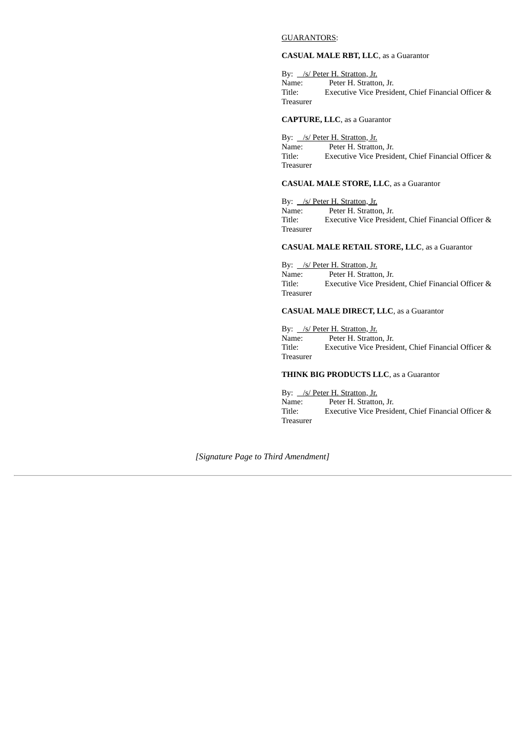GUARANTORS:

**CASUAL MALE RBT, LLC**, as a Guarantor

By: /s/ Peter H. Stratton, Jr.
Name: Peter H. Stratton, Jr.
Title: Executive Vice President, Chief Financial Officer & Treasurer

**CAPTURE, LLC**, as a Guarantor

By: /s/ Peter H. Stratton, Jr.
Name: Peter H. Stratton, Jr.
Title: Executive Vice President, Chief Financial Officer & Treasurer

**CASUAL MALE STORE, LLC**, as a Guarantor

By: /s/ Peter H. Stratton, Jr.
Name: Peter H. Stratton, Jr.
Title: Executive Vice President, Chief Financial Officer & Treasurer

**CASUAL MALE RETAIL STORE, LLC**, as a Guarantor

By: /s/ Peter H. Stratton, Jr.
Name: Peter H. Stratton, Jr.
Title: Executive Vice President, Chief Financial Officer & Treasurer

**CASUAL MALE DIRECT, LLC**, as a Guarantor

By: /s/ Peter H. Stratton, Jr.
Name: Peter H. Stratton, Jr.
Title: Executive Vice President, Chief Financial Officer & Treasurer

**THINK BIG PRODUCTS LLC**, as a Guarantor

By: /s/ Peter H. Stratton, Jr.
Name: Peter H. Stratton, Jr.
Title: Executive Vice President, Chief Financial Officer & Treasurer

*[Signature Page to Third Amendment]*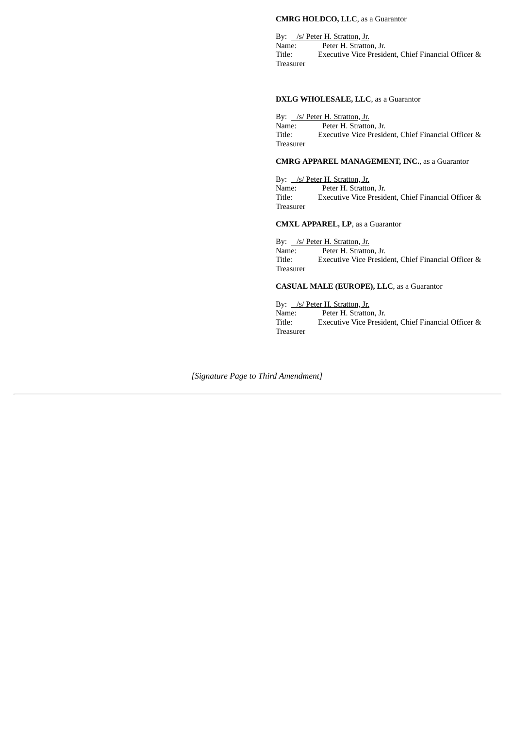**CMRG HOLDCO, LLC**, as a Guarantor

By: /s/ Peter H. Stratton, Jr.
Name: Peter H. Stratton, Jr.
Title: Executive Vice President, Chief Financial Officer & Treasurer

**DXLG WHOLESALE, LLC**, as a Guarantor

By: /s/ Peter H. Stratton, Jr.
Name: Peter H. Stratton, Jr.
Title: Executive Vice President, Chief Financial Officer & Treasurer

**CMRG APPAREL MANAGEMENT, INC.**, as a Guarantor

By: /s/ Peter H. Stratton, Jr.
Name: Peter H. Stratton, Jr.
Title: Executive Vice President, Chief Financial Officer & Treasurer

**CMXL APPAREL, LP**, as a Guarantor

By: /s/ Peter H. Stratton, Jr.
Name: Peter H. Stratton, Jr.
Title: Executive Vice President, Chief Financial Officer & Treasurer

**CASUAL MALE (EUROPE), LLC**, as a Guarantor

By: /s/ Peter H. Stratton, Jr.
Name: Peter H. Stratton, Jr.
Title: Executive Vice President, Chief Financial Officer & Treasurer

*[Signature Page to Third Amendment]*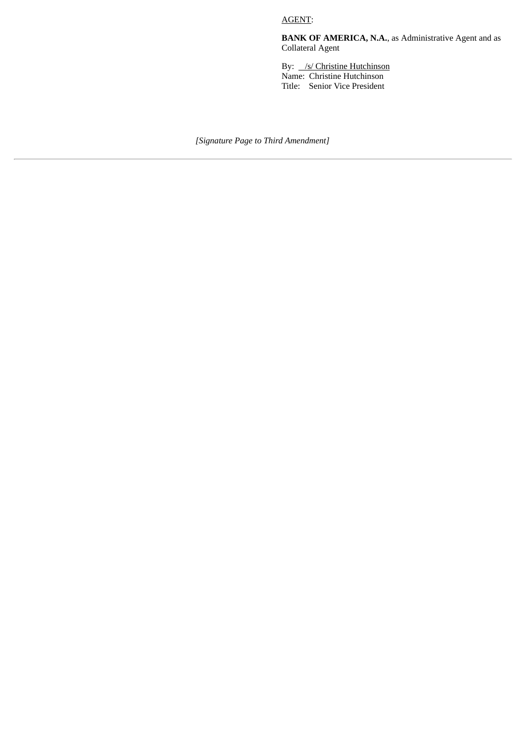AGENT:

**BANK OF AMERICA, N.A.**, as Administrative Agent and as Collateral Agent

By: /s/ Christine Hutchinson
Name: Christine Hutchinson
Title: Senior Vice President

*[Signature Page to Third Amendment]*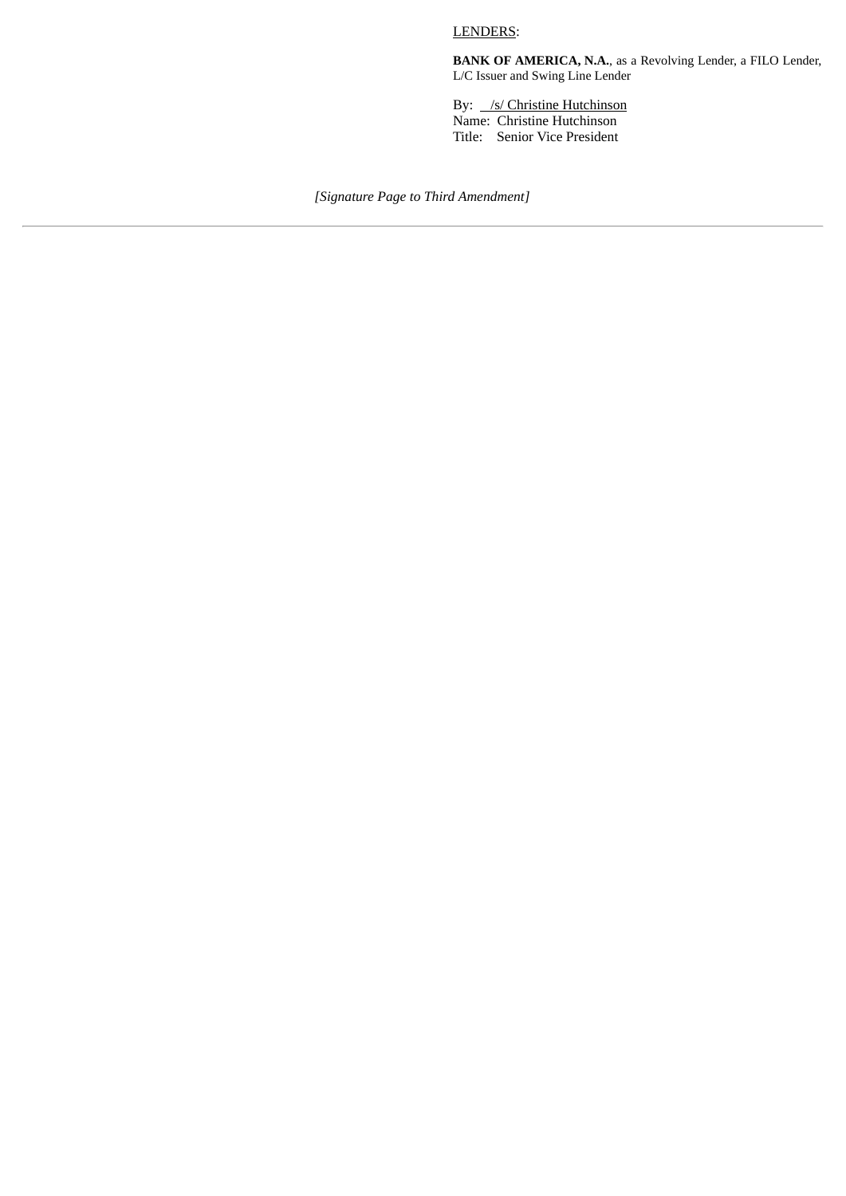LENDERS:

**BANK OF AMERICA, N.A.**, as a Revolving Lender, a FILO Lender, L/C Issuer and Swing Line Lender

By: /s/ Christine Hutchinson
Name: Christine Hutchinson
Title: Senior Vice President

*[Signature Page to Third Amendment]*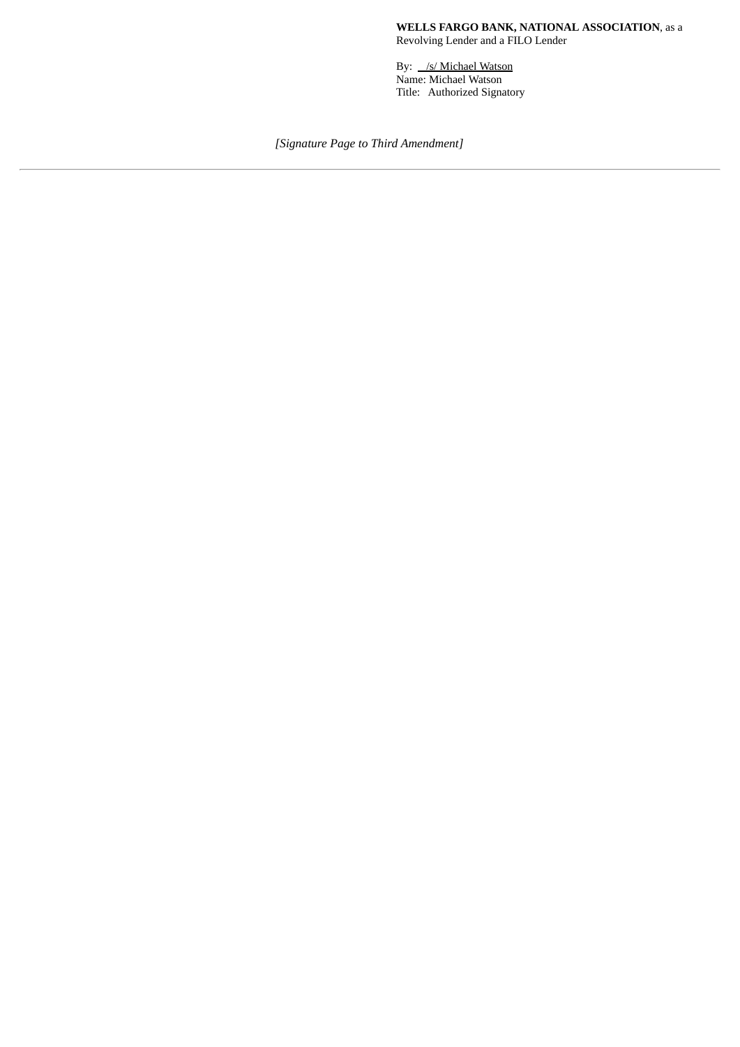**WELLS FARGO BANK, NATIONAL ASSOCIATION**, as a Revolving Lender and a FILO Lender

By: /s/ Michael Watson
Name: Michael Watson
Title: Authorized Signatory

*[Signature Page to Third Amendment]*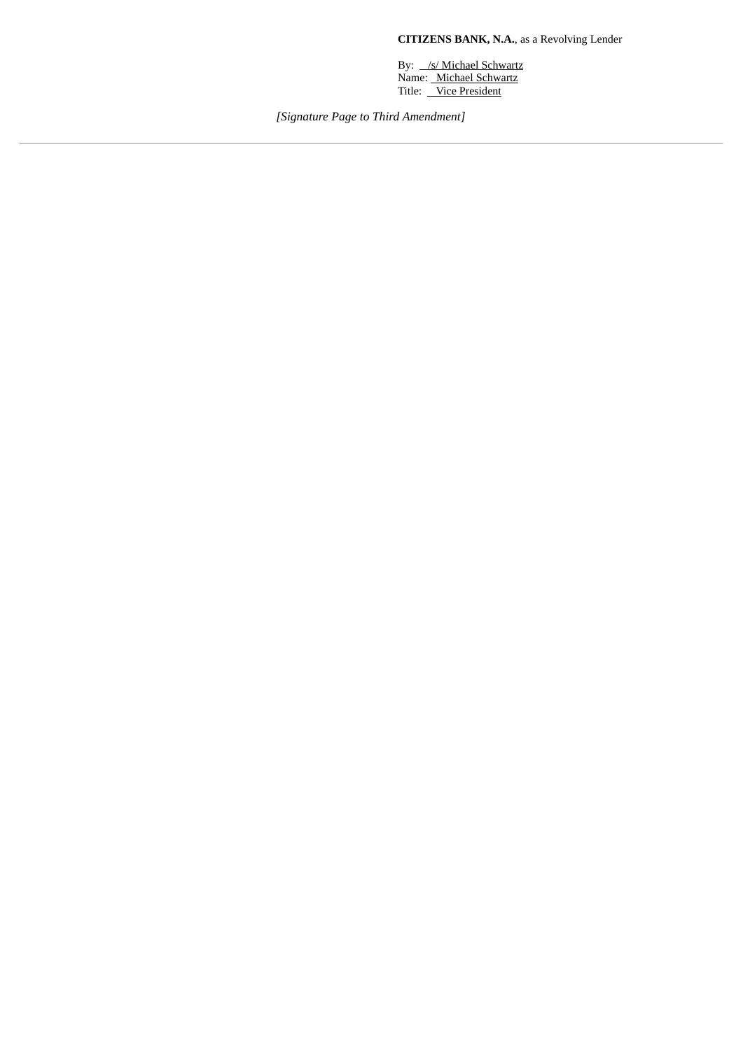**CITIZENS BANK, N.A.**, as a Revolving Lender

By: /s/ Michael Schwartz
Name: Michael Schwartz
Title: Vice President

*[Signature Page to Third Amendment]*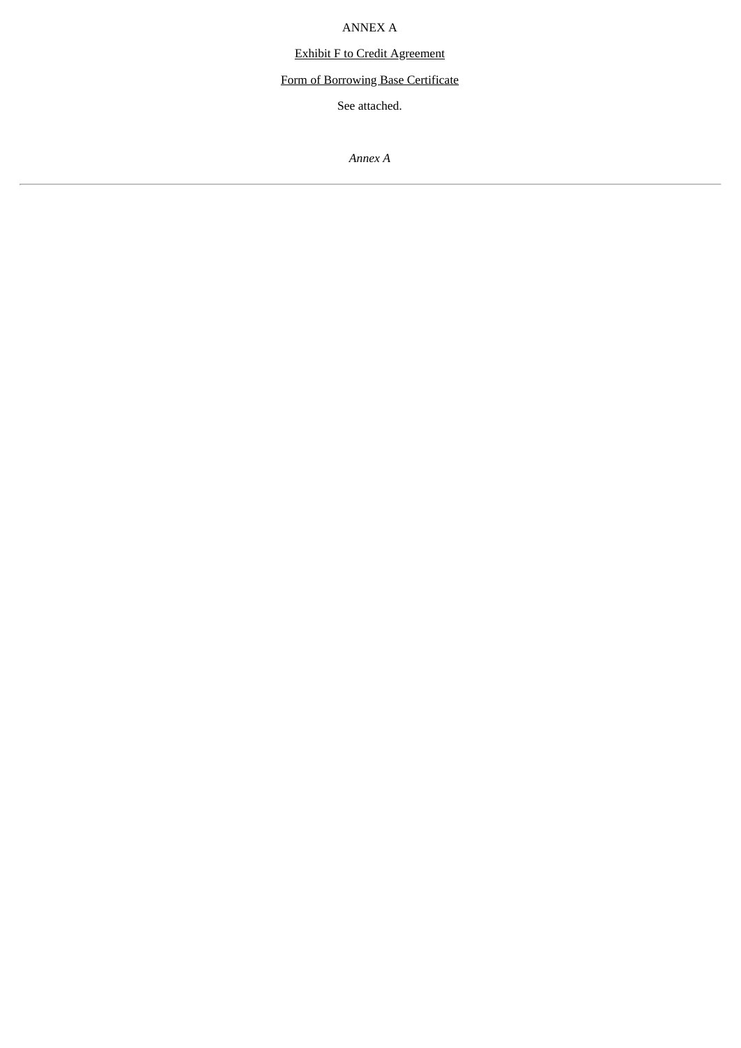ANNEX A

Exhibit F to Credit Agreement

Form of Borrowing Base Certificate

See attached.

*Annex A*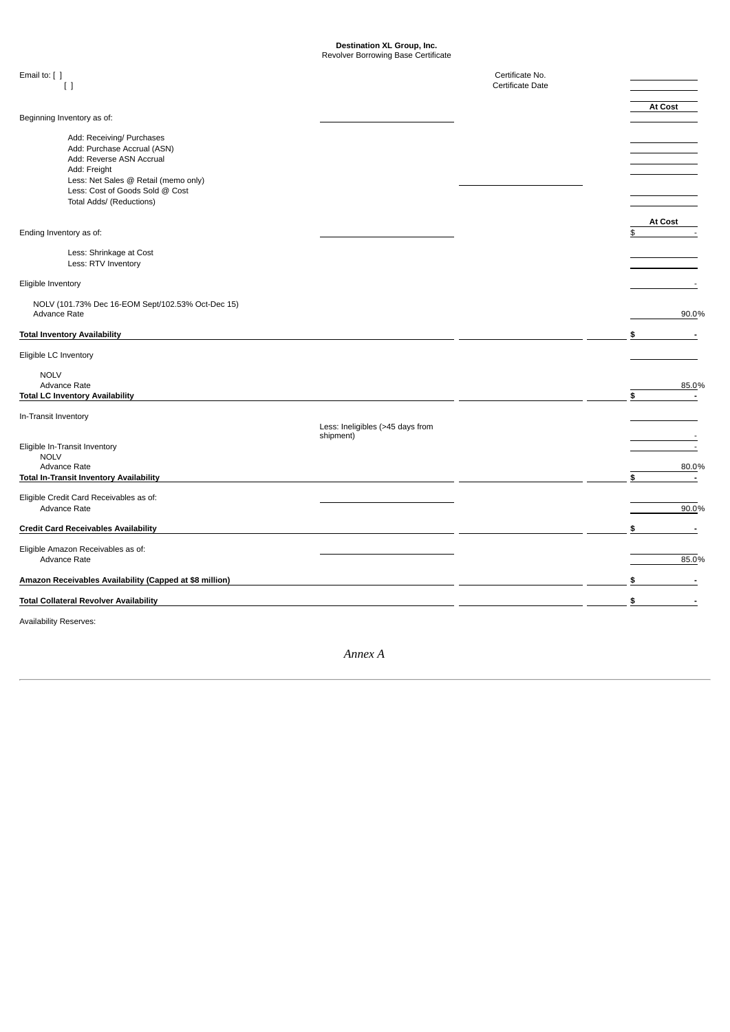**Destination XL Group, Inc.**
Revolver Borrowing Base Certificate

Email to: [ ]
[ ]

Certificate No. \_\_\_\_\_\_\_\_
Certificate Date \_\_\_\_\_\_\_\_

| | | | At Cost |
|---|---|---|---|
| Beginning Inventory as of: | | | |
| Add: Receiving/ Purchases | | | |
| Add: Purchase Accrual (ASN) | | | |
| Add: Reverse ASN Accrual | | | |
| Add: Freight | | | |
| Less: Net Sales @ Retail (memo only) | | | |
| Less: Cost of Goods Sold @ Cost | | | |
| Total Adds/ (Reductions) | | | |
| | | | **At Cost** |
| Ending Inventory as of: | | | $ - |
| Less: Shrinkage at Cost | | | |
| Less: RTV Inventory | | | |
| Eligible Inventory | | | - |
| NOLV (101.73% Dec 16-EOM Sept/102.53% Oct-Dec 15) | | | |
| Advance Rate | | | 90.0% |
| **Total Inventory Availability** | | | **$ -** |
| Eligible LC Inventory | | | |
| NOLV | | | |
| Advance Rate | | | 85.0% |
| **Total LC Inventory Availability** | | | **$ -** |
| In-Transit Inventory | | | |
| | Less: Ineligibles (>45 days from shipment) | | - |
| Eligible In-Transit Inventory | | | - |
| NOLV | | | |
| Advance Rate | | | 80.0% |
| **Total In-Transit Inventory Availability** | | | **$ -** |
| Eligible Credit Card Receivables as of: | | | |
| Advance Rate | | | 90.0% |
| **Credit Card Receivables Availability** | | | **$ -** |
| Eligible Amazon Receivables as of: | | | |
| Advance Rate | | | 85.0% |
| **Amazon Receivables Availability (Capped at $8 million)** | | | **$ -** |
| **Total Collateral Revolver Availability** | | | **$ -** |

Availability Reserves:

*Annex A*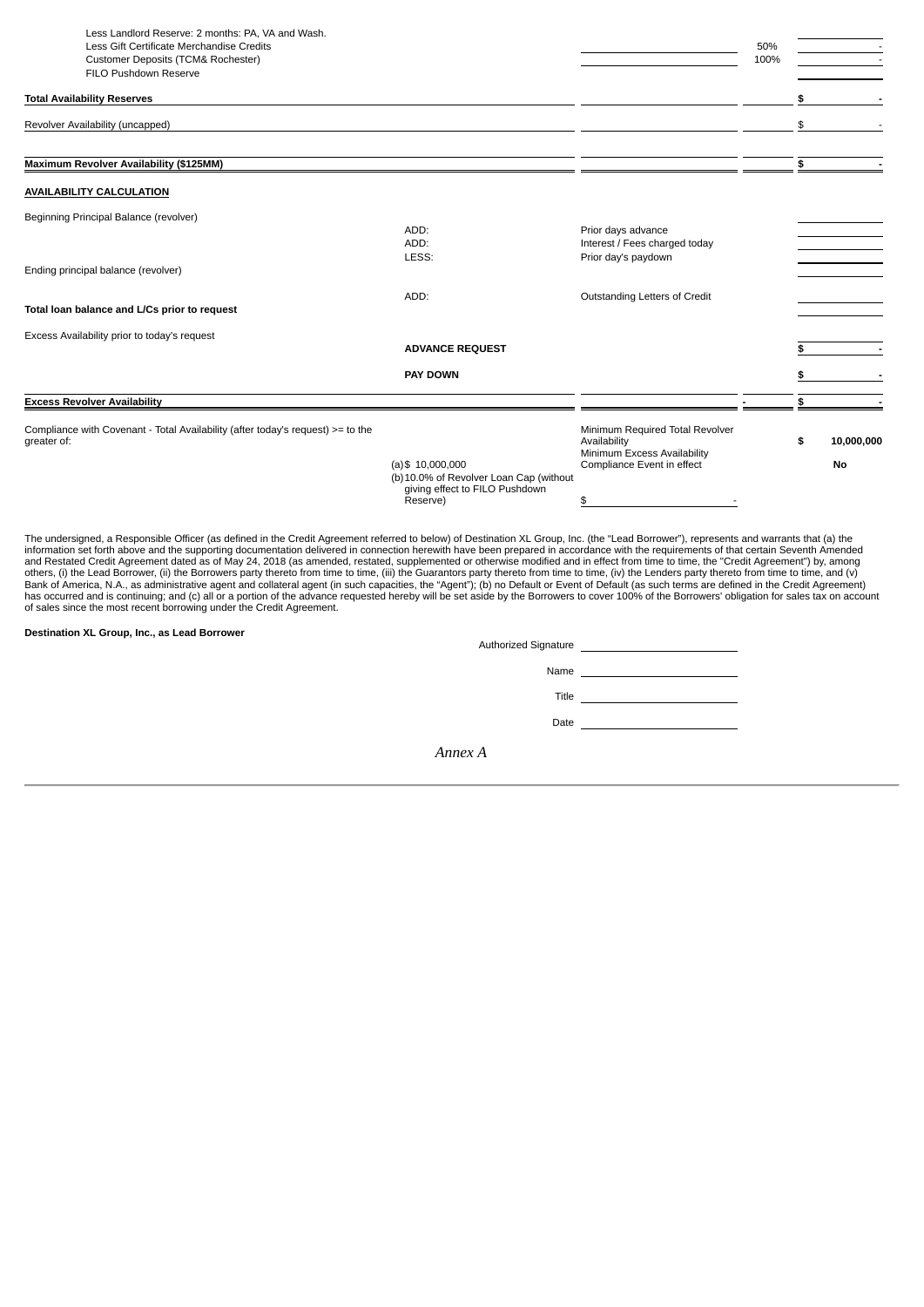| | | | | |
|---|---|---|---|---|
| Less Landlord Reserve: 2 months: PA, VA and Wash. | | | | |
| Less Gift Certificate Merchandise Credits | | | 50% | - |
| Customer Deposits (TCM& Rochester) | | | 100% | - |
| FILO Pushdown Reserve | | | | |
| **Total Availability Reserves** | | | | **$ -** |
| Revolver Availability (uncapped) | | | | $ - |
| **Maximum Revolver Availability ($125MM)** | | | | **$ -** |

**AVAILABILITY CALCULATION**

| | | | |
|---|---|---|---|
| Beginning Principal Balance (revolver) | | | |
| | ADD: | Prior days advance | |
| | ADD: | Interest / Fees charged today | |
| | LESS: | Prior day's paydown | |
| Ending principal balance (revolver) | | | |
| | ADD: | Outstanding Letters of Credit | |
| **Total loan balance and L/Cs prior to request** | | | |
| Excess Availability prior to today's request | | | |
| | **ADVANCE REQUEST** | | **$ -** |
| | **PAY DOWN** | | **$ -** |
| **Excess Revolver Availability** | | - | **$ -** |
| Compliance with Covenant - Total Availability (after today's request) >= to the greater of: | | Minimum Required Total Revolver Availability | **$ 10,000,000** |
| | (a) $ 10,000,000 | Minimum Excess Availability Compliance Event in effect | **No** |
| | (b) 10.0% of Revolver Loan Cap (without giving effect to FILO Pushdown Reserve) | $ - | |

The undersigned, a Responsible Officer (as defined in the Credit Agreement referred to below) of Destination XL Group, Inc. (the "Lead Borrower"), represents and warrants that (a) the information set forth above and the supporting documentation delivered in connection herewith have been prepared in accordance with the requirements of that certain Seventh Amended and Restated Credit Agreement dated as of May 24, 2018 (as amended, restated, supplemented or otherwise modified and in effect from time to time, the "Credit Agreement") by, among others, (i) the Lead Borrower, (ii) the Borrowers party thereto from time to time, (iii) the Guarantors party thereto from time to time, (iv) the Lenders party thereto from time to time, and (v) Bank of America, N.A., as administrative agent and collateral agent (in such capacities, the "Agent"); (b) no Default or Event of Default (as such terms are defined in the Credit Agreement) has occurred and is continuing; and (c) all or a portion of the advance requested hereby will be set aside by the Borrowers to cover 100% of the Borrowers' obligation for sales tax on account of sales since the most recent borrowing under the Credit Agreement.

**Destination XL Group, Inc., as Lead Borrower**

Authorized Signature \_\_\_\_\_\_\_\_\_\_\_\_\_\_\_\_\_\_\_\_

Name \_\_\_\_\_\_\_\_\_\_\_\_\_\_\_\_\_\_\_\_

Title \_\_\_\_\_\_\_\_\_\_\_\_\_\_\_\_\_\_\_\_

Date \_\_\_\_\_\_\_\_\_\_\_\_\_\_\_\_\_\_\_\_

*Annex A*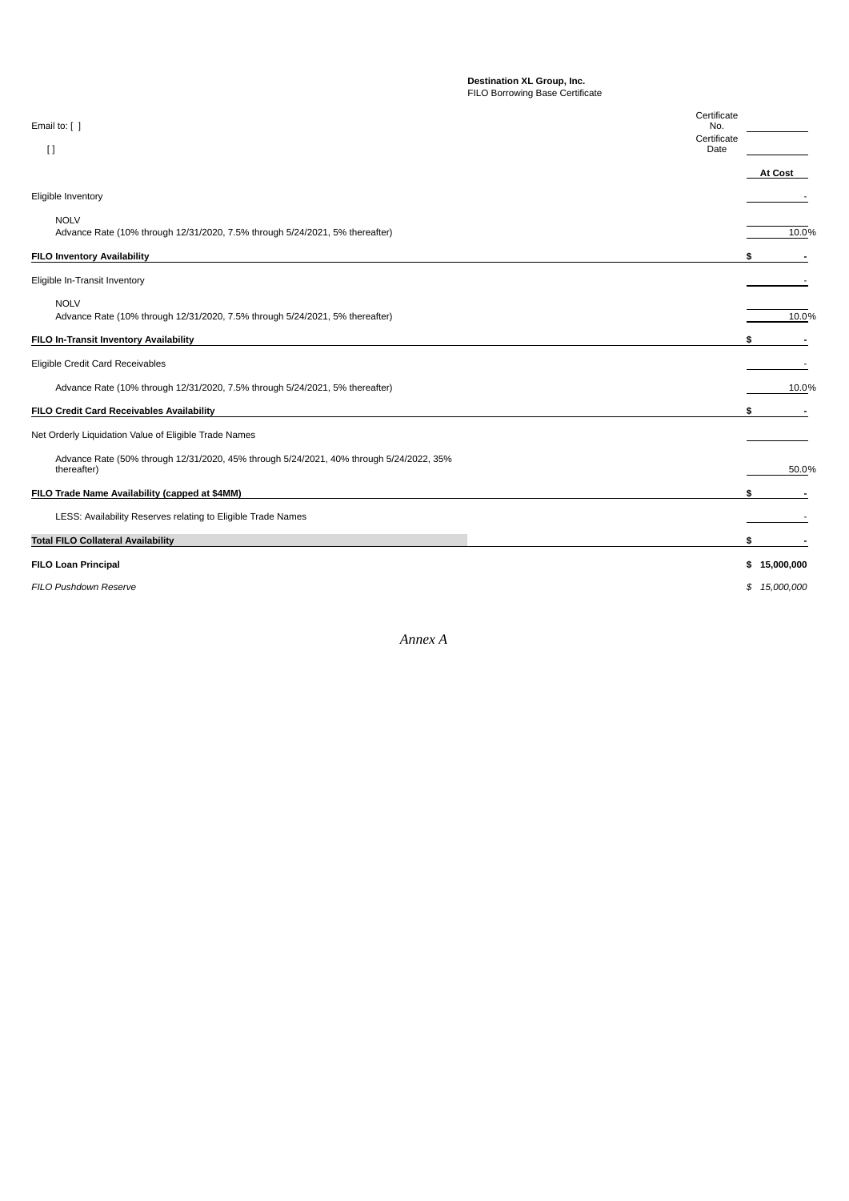**Destination XL Group, Inc.**
FILO Borrowing Base Certificate

Email to: [ ]

[]

| | |
|---|---|
| Certificate No. | |
| Certificate Date | |

| | At Cost |
|---|---|
| Eligible Inventory | - |
| NOLV<br>Advance Rate (10% through 12/31/2020, 7.5% through 5/24/2021, 5% thereafter) | 10.0% |
| **FILO Inventory Availability** | **$ -** |
| Eligible In-Transit Inventory | - |
| NOLV<br>Advance Rate (10% through 12/31/2020, 7.5% through 5/24/2021, 5% thereafter) | 10.0% |
| **FILO In-Transit Inventory Availability** | **$ -** |
| Eligible Credit Card Receivables | - |
| Advance Rate (10% through 12/31/2020, 7.5% through 5/24/2021, 5% thereafter) | 10.0% |
| **FILO Credit Card Receivables Availability** | **$ -** |
| Net Orderly Liquidation Value of Eligible Trade Names | |
| Advance Rate (50% through 12/31/2020, 45% through 5/24/2021, 40% through 5/24/2022, 35% thereafter) | 50.0% |
| **FILO Trade Name Availability (capped at $4MM)** | **$ -** |
| LESS: Availability Reserves relating to Eligible Trade Names | - |
| **Total FILO Collateral Availability** | **$ -** |
| **FILO Loan Principal** | **$ 15,000,000** |
| *FILO Pushdown Reserve* | *$ 15,000,000* |

*Annex A*